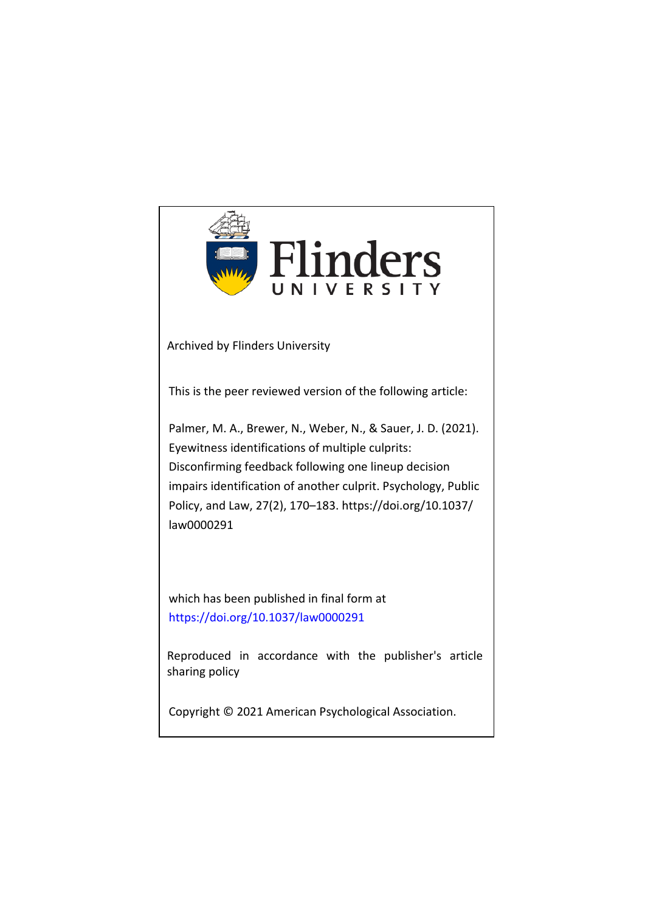Flinders UNIVERSITY

Archived by Flinders University

This is the peer reviewed version of the following article:

Palmer, M. A., Brewer, N., Weber, N., & Sauer, J. D. (2021). Eyewitness identifications of multiple culprits: Disconfirming feedback following one lineup decision impairs identification of another culprit. Psychology, Public Policy, and Law, 27(2), 170–183. https://doi.org/10.1037/law0000291

which has been published in final form at https://doi.org/10.1037/law0000291

Reproduced in accordance with the publisher's article sharing policy

Copyright © 2021 American Psychological Association.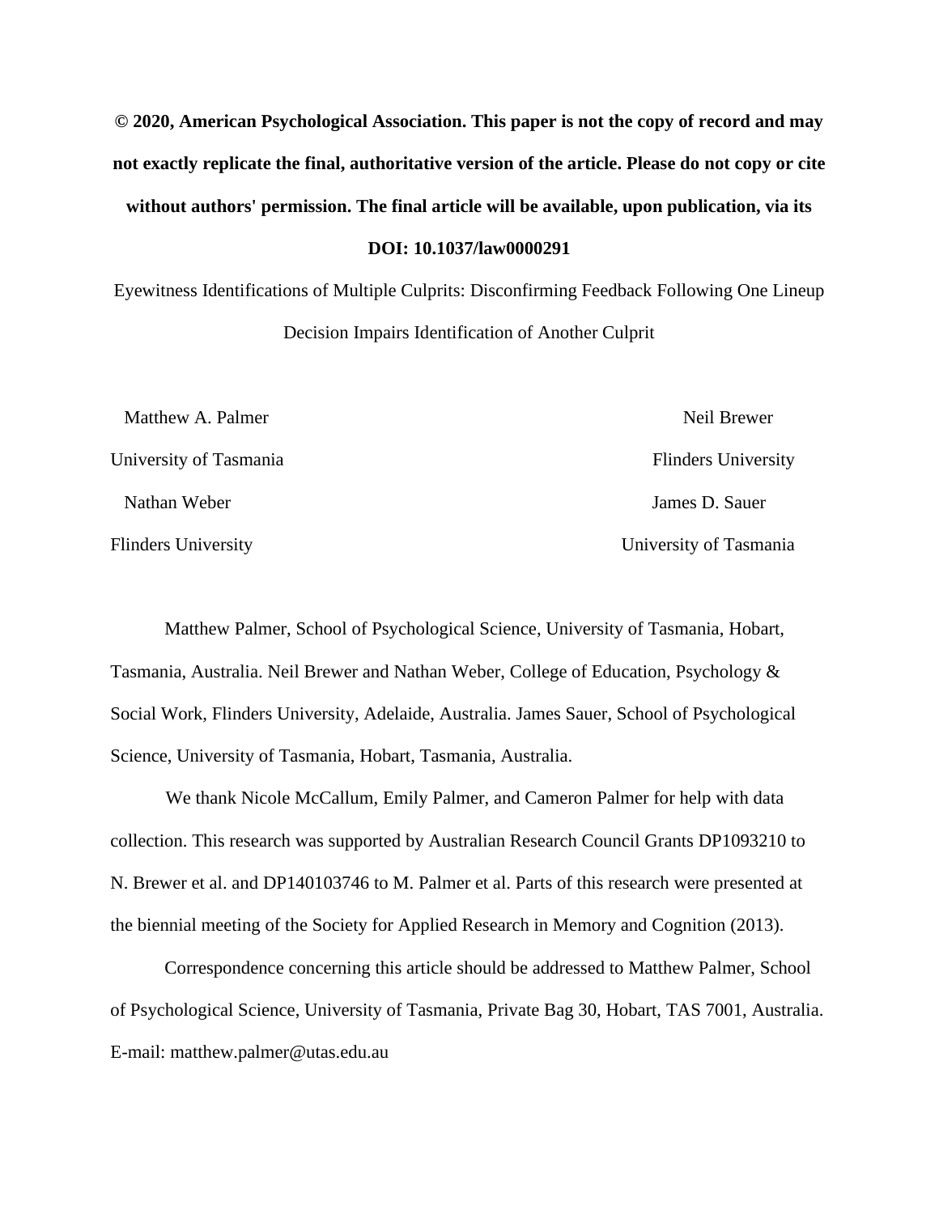**© 2020, American Psychological Association. This paper is not the copy of record and may not exactly replicate the final, authoritative version of the article. Please do not copy or cite without authors' permission. The final article will be available, upon publication, via its DOI: 10.1037/law0000291**

# Eyewitness Identifications of Multiple Culprits: Disconfirming Feedback Following One Lineup Decision Impairs Identification of Another Culprit

Matthew A. Palmer
University of Tasmania

Neil Brewer
Flinders University

Nathan Weber
Flinders University

James D. Sauer
University of Tasmania

Matthew Palmer, School of Psychological Science, University of Tasmania, Hobart, Tasmania, Australia. Neil Brewer and Nathan Weber, College of Education, Psychology & Social Work, Flinders University, Adelaide, Australia. James Sauer, School of Psychological Science, University of Tasmania, Hobart, Tasmania, Australia.

We thank Nicole McCallum, Emily Palmer, and Cameron Palmer for help with data collection. This research was supported by Australian Research Council Grants DP1093210 to N. Brewer et al. and DP140103746 to M. Palmer et al. Parts of this research were presented at the biennial meeting of the Society for Applied Research in Memory and Cognition (2013).

Correspondence concerning this article should be addressed to Matthew Palmer, School of Psychological Science, University of Tasmania, Private Bag 30, Hobart, TAS 7001, Australia. E-mail: matthew.palmer@utas.edu.au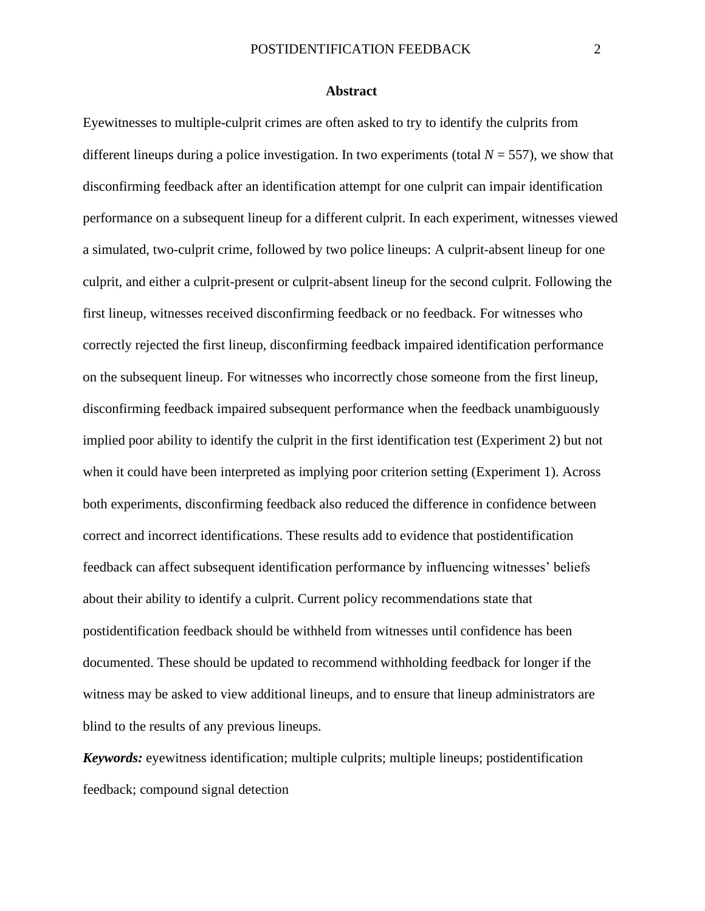## Abstract

Eyewitnesses to multiple-culprit crimes are often asked to try to identify the culprits from different lineups during a police investigation. In two experiments (total $N = 557$), we show that disconfirming feedback after an identification attempt for one culprit can impair identification performance on a subsequent lineup for a different culprit. In each experiment, witnesses viewed a simulated, two-culprit crime, followed by two police lineups: A culprit-absent lineup for one culprit, and either a culprit-present or culprit-absent lineup for the second culprit. Following the first lineup, witnesses received disconfirming feedback or no feedback. For witnesses who correctly rejected the first lineup, disconfirming feedback impaired identification performance on the subsequent lineup. For witnesses who incorrectly chose someone from the first lineup, disconfirming feedback impaired subsequent performance when the feedback unambiguously implied poor ability to identify the culprit in the first identification test (Experiment 2) but not when it could have been interpreted as implying poor criterion setting (Experiment 1). Across both experiments, disconfirming feedback also reduced the difference in confidence between correct and incorrect identifications. These results add to evidence that postidentification feedback can affect subsequent identification performance by influencing witnesses' beliefs about their ability to identify a culprit. Current policy recommendations state that postidentification feedback should be withheld from witnesses until confidence has been documented. These should be updated to recommend withholding feedback for longer if the witness may be asked to view additional lineups, and to ensure that lineup administrators are blind to the results of any previous lineups.

***Keywords:*** eyewitness identification; multiple culprits; multiple lineups; postidentification feedback; compound signal detection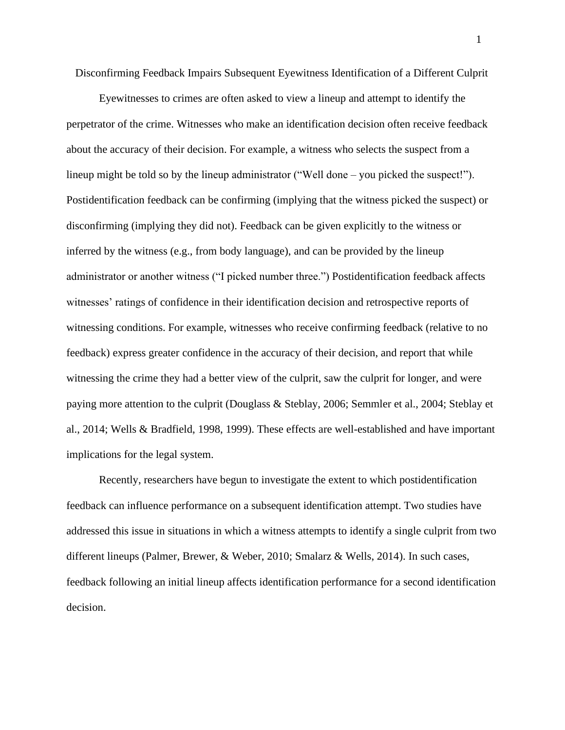# Disconfirming Feedback Impairs Subsequent Eyewitness Identification of a Different Culprit

Eyewitnesses to crimes are often asked to view a lineup and attempt to identify the perpetrator of the crime. Witnesses who make an identification decision often receive feedback about the accuracy of their decision. For example, a witness who selects the suspect from a lineup might be told so by the lineup administrator ("Well done – you picked the suspect!"). Postidentification feedback can be confirming (implying that the witness picked the suspect) or disconfirming (implying they did not). Feedback can be given explicitly to the witness or inferred by the witness (e.g., from body language), and can be provided by the lineup administrator or another witness ("I picked number three.") Postidentification feedback affects witnesses' ratings of confidence in their identification decision and retrospective reports of witnessing conditions. For example, witnesses who receive confirming feedback (relative to no feedback) express greater confidence in the accuracy of their decision, and report that while witnessing the crime they had a better view of the culprit, saw the culprit for longer, and were paying more attention to the culprit (Douglass & Steblay, 2006; Semmler et al., 2004; Steblay et al., 2014; Wells & Bradfield, 1998, 1999). These effects are well-established and have important implications for the legal system.

Recently, researchers have begun to investigate the extent to which postidentification feedback can influence performance on a subsequent identification attempt. Two studies have addressed this issue in situations in which a witness attempts to identify a single culprit from two different lineups (Palmer, Brewer, & Weber, 2010; Smalarz & Wells, 2014). In such cases, feedback following an initial lineup affects identification performance for a second identification decision.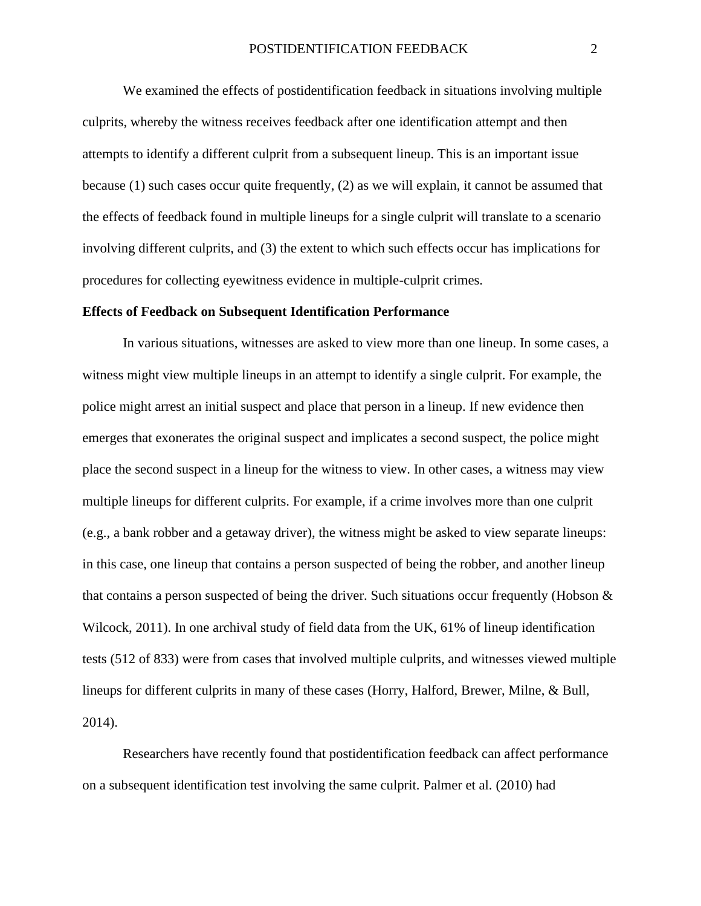We examined the effects of postidentification feedback in situations involving multiple culprits, whereby the witness receives feedback after one identification attempt and then attempts to identify a different culprit from a subsequent lineup. This is an important issue because (1) such cases occur quite frequently, (2) as we will explain, it cannot be assumed that the effects of feedback found in multiple lineups for a single culprit will translate to a scenario involving different culprits, and (3) the extent to which such effects occur has implications for procedures for collecting eyewitness evidence in multiple-culprit crimes.

**Effects of Feedback on Subsequent Identification Performance**

In various situations, witnesses are asked to view more than one lineup. In some cases, a witness might view multiple lineups in an attempt to identify a single culprit. For example, the police might arrest an initial suspect and place that person in a lineup. If new evidence then emerges that exonerates the original suspect and implicates a second suspect, the police might place the second suspect in a lineup for the witness to view. In other cases, a witness may view multiple lineups for different culprits. For example, if a crime involves more than one culprit (e.g., a bank robber and a getaway driver), the witness might be asked to view separate lineups: in this case, one lineup that contains a person suspected of being the robber, and another lineup that contains a person suspected of being the driver. Such situations occur frequently (Hobson & Wilcock, 2011). In one archival study of field data from the UK, 61% of lineup identification tests (512 of 833) were from cases that involved multiple culprits, and witnesses viewed multiple lineups for different culprits in many of these cases (Horry, Halford, Brewer, Milne, & Bull, 2014).

Researchers have recently found that postidentification feedback can affect performance on a subsequent identification test involving the same culprit. Palmer et al. (2010) had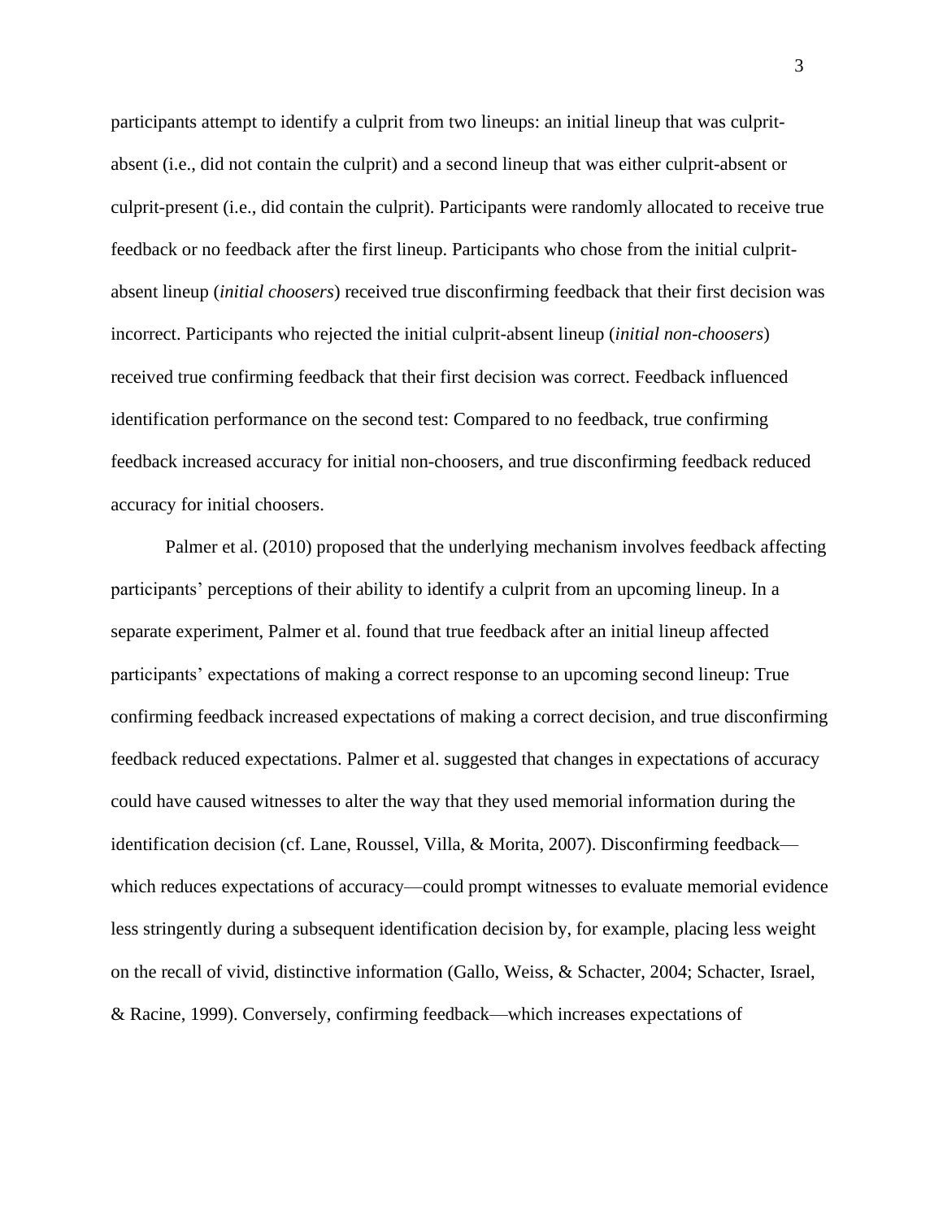participants attempt to identify a culprit from two lineups: an initial lineup that was culprit-absent (i.e., did not contain the culprit) and a second lineup that was either culprit-absent or culprit-present (i.e., did contain the culprit). Participants were randomly allocated to receive true feedback or no feedback after the first lineup. Participants who chose from the initial culprit-absent lineup (*initial choosers*) received true disconfirming feedback that their first decision was incorrect. Participants who rejected the initial culprit-absent lineup (*initial non-choosers*) received true confirming feedback that their first decision was correct. Feedback influenced identification performance on the second test: Compared to no feedback, true confirming feedback increased accuracy for initial non-choosers, and true disconfirming feedback reduced accuracy for initial choosers.

Palmer et al. (2010) proposed that the underlying mechanism involves feedback affecting participants' perceptions of their ability to identify a culprit from an upcoming lineup. In a separate experiment, Palmer et al. found that true feedback after an initial lineup affected participants' expectations of making a correct response to an upcoming second lineup: True confirming feedback increased expectations of making a correct decision, and true disconfirming feedback reduced expectations. Palmer et al. suggested that changes in expectations of accuracy could have caused witnesses to alter the way that they used memorial information during the identification decision (cf. Lane, Roussel, Villa, & Morita, 2007). Disconfirming feedback—which reduces expectations of accuracy—could prompt witnesses to evaluate memorial evidence less stringently during a subsequent identification decision by, for example, placing less weight on the recall of vivid, distinctive information (Gallo, Weiss, & Schacter, 2004; Schacter, Israel, & Racine, 1999). Conversely, confirming feedback—which increases expectations of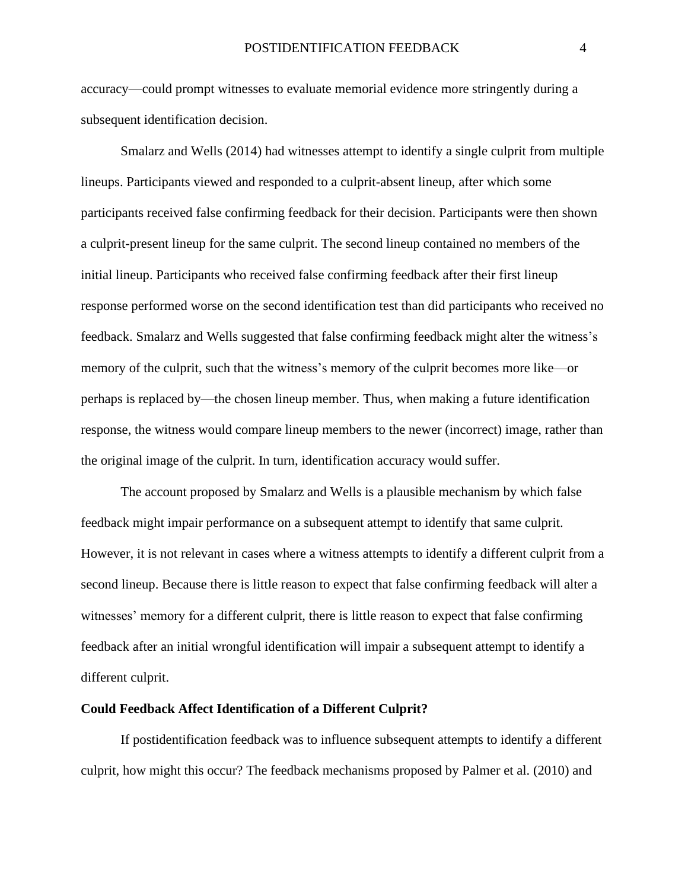accuracy—could prompt witnesses to evaluate memorial evidence more stringently during a subsequent identification decision.

Smalarz and Wells (2014) had witnesses attempt to identify a single culprit from multiple lineups. Participants viewed and responded to a culprit-absent lineup, after which some participants received false confirming feedback for their decision. Participants were then shown a culprit-present lineup for the same culprit. The second lineup contained no members of the initial lineup. Participants who received false confirming feedback after their first lineup response performed worse on the second identification test than did participants who received no feedback. Smalarz and Wells suggested that false confirming feedback might alter the witness's memory of the culprit, such that the witness's memory of the culprit becomes more like—or perhaps is replaced by—the chosen lineup member. Thus, when making a future identification response, the witness would compare lineup members to the newer (incorrect) image, rather than the original image of the culprit. In turn, identification accuracy would suffer.

The account proposed by Smalarz and Wells is a plausible mechanism by which false feedback might impair performance on a subsequent attempt to identify that same culprit. However, it is not relevant in cases where a witness attempts to identify a different culprit from a second lineup. Because there is little reason to expect that false confirming feedback will alter a witnesses' memory for a different culprit, there is little reason to expect that false confirming feedback after an initial wrongful identification will impair a subsequent attempt to identify a different culprit.

**Could Feedback Affect Identification of a Different Culprit?**

If postidentification feedback was to influence subsequent attempts to identify a different culprit, how might this occur? The feedback mechanisms proposed by Palmer et al. (2010) and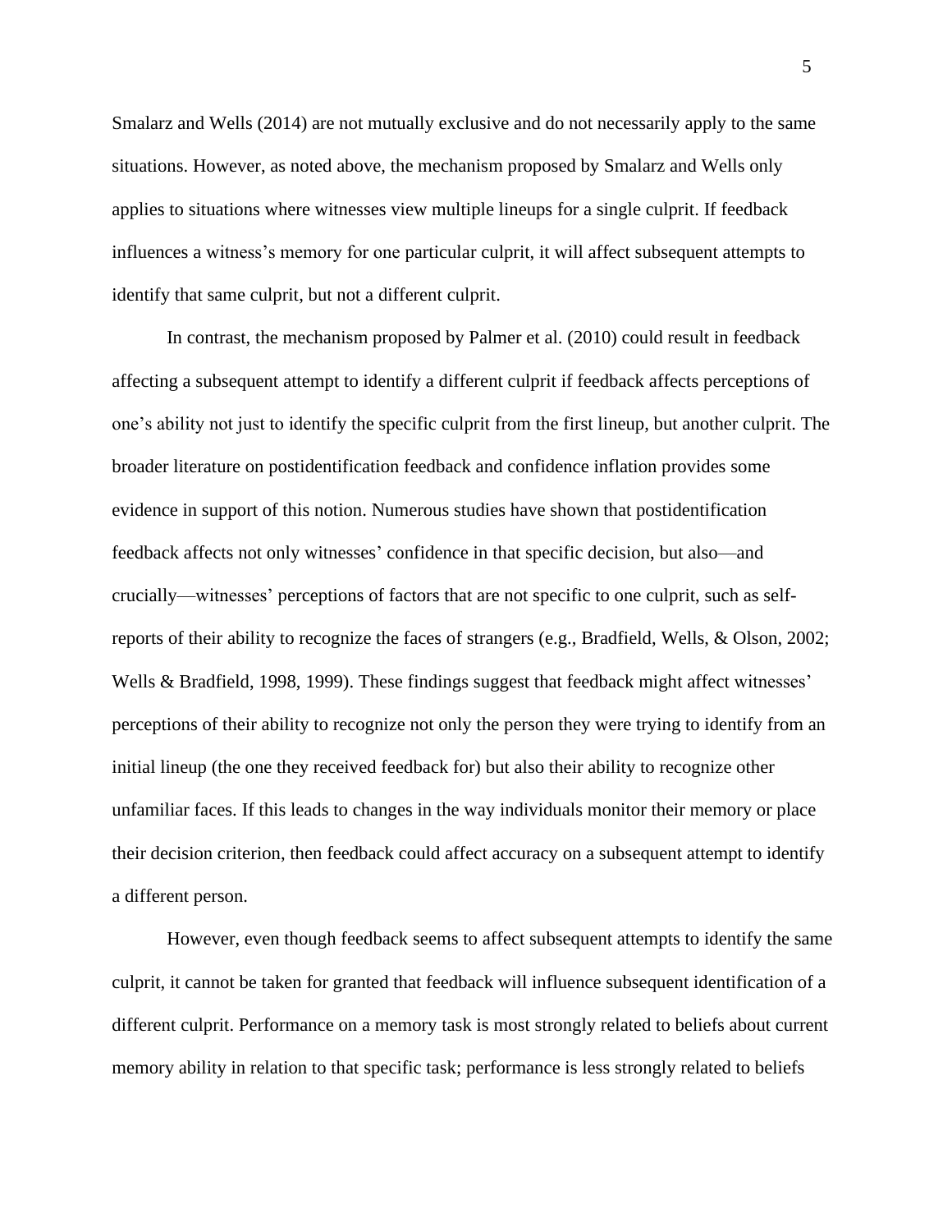Smalarz and Wells (2014) are not mutually exclusive and do not necessarily apply to the same situations. However, as noted above, the mechanism proposed by Smalarz and Wells only applies to situations where witnesses view multiple lineups for a single culprit. If feedback influences a witness's memory for one particular culprit, it will affect subsequent attempts to identify that same culprit, but not a different culprit.

In contrast, the mechanism proposed by Palmer et al. (2010) could result in feedback affecting a subsequent attempt to identify a different culprit if feedback affects perceptions of one's ability not just to identify the specific culprit from the first lineup, but another culprit. The broader literature on postidentification feedback and confidence inflation provides some evidence in support of this notion. Numerous studies have shown that postidentification feedback affects not only witnesses' confidence in that specific decision, but also—and crucially—witnesses' perceptions of factors that are not specific to one culprit, such as self-reports of their ability to recognize the faces of strangers (e.g., Bradfield, Wells, & Olson, 2002; Wells & Bradfield, 1998, 1999). These findings suggest that feedback might affect witnesses' perceptions of their ability to recognize not only the person they were trying to identify from an initial lineup (the one they received feedback for) but also their ability to recognize other unfamiliar faces. If this leads to changes in the way individuals monitor their memory or place their decision criterion, then feedback could affect accuracy on a subsequent attempt to identify a different person.

However, even though feedback seems to affect subsequent attempts to identify the same culprit, it cannot be taken for granted that feedback will influence subsequent identification of a different culprit. Performance on a memory task is most strongly related to beliefs about current memory ability in relation to that specific task; performance is less strongly related to beliefs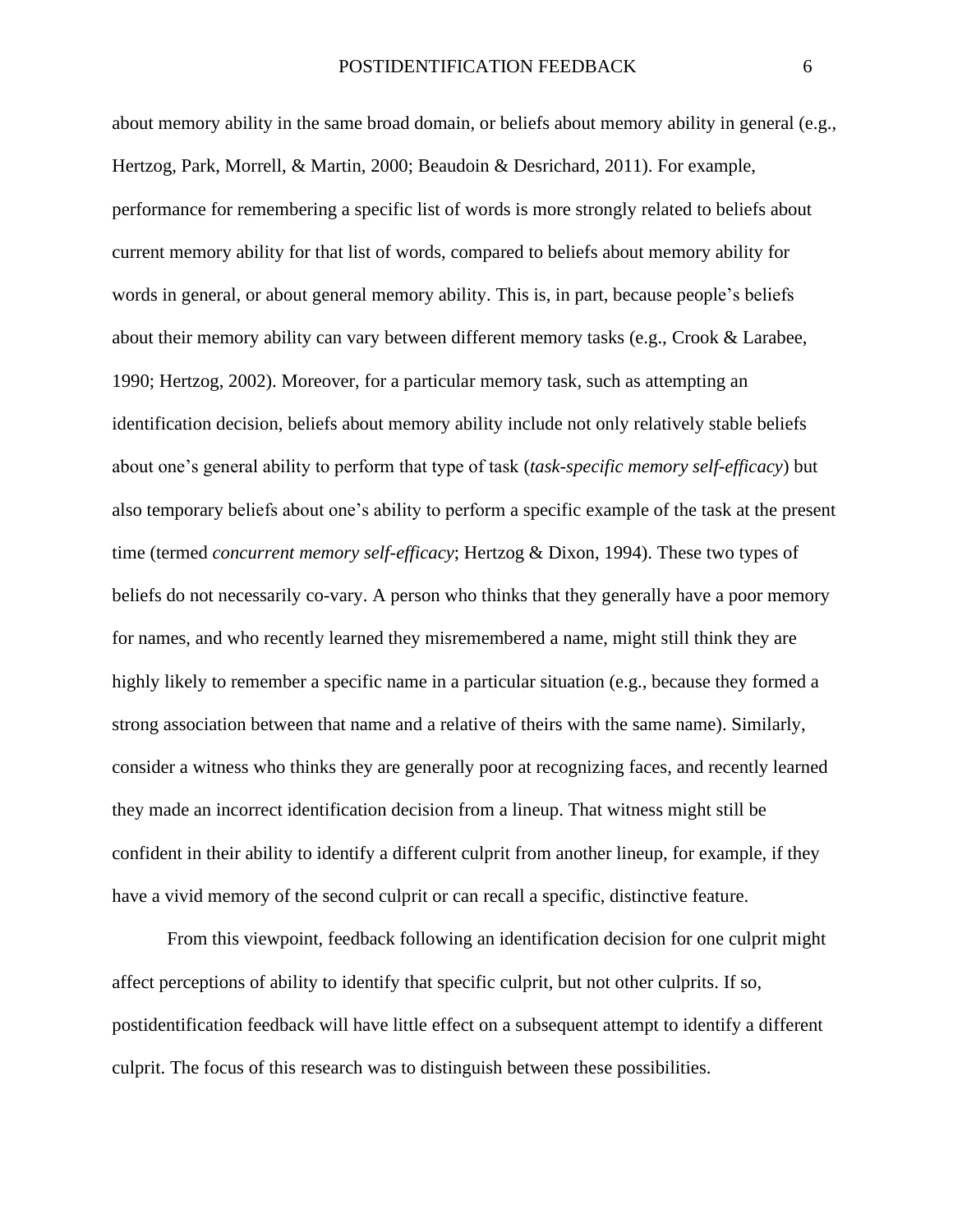about memory ability in the same broad domain, or beliefs about memory ability in general (e.g., Hertzog, Park, Morrell, & Martin, 2000; Beaudoin & Desrichard, 2011). For example, performance for remembering a specific list of words is more strongly related to beliefs about current memory ability for that list of words, compared to beliefs about memory ability for words in general, or about general memory ability. This is, in part, because people's beliefs about their memory ability can vary between different memory tasks (e.g., Crook & Larabee, 1990; Hertzog, 2002). Moreover, for a particular memory task, such as attempting an identification decision, beliefs about memory ability include not only relatively stable beliefs about one's general ability to perform that type of task (*task-specific memory self-efficacy*) but also temporary beliefs about one's ability to perform a specific example of the task at the present time (termed *concurrent memory self-efficacy*; Hertzog & Dixon, 1994). These two types of beliefs do not necessarily co-vary. A person who thinks that they generally have a poor memory for names, and who recently learned they misremembered a name, might still think they are highly likely to remember a specific name in a particular situation (e.g., because they formed a strong association between that name and a relative of theirs with the same name). Similarly, consider a witness who thinks they are generally poor at recognizing faces, and recently learned they made an incorrect identification decision from a lineup. That witness might still be confident in their ability to identify a different culprit from another lineup, for example, if they have a vivid memory of the second culprit or can recall a specific, distinctive feature.

From this viewpoint, feedback following an identification decision for one culprit might affect perceptions of ability to identify that specific culprit, but not other culprits. If so, postidentification feedback will have little effect on a subsequent attempt to identify a different culprit. The focus of this research was to distinguish between these possibilities.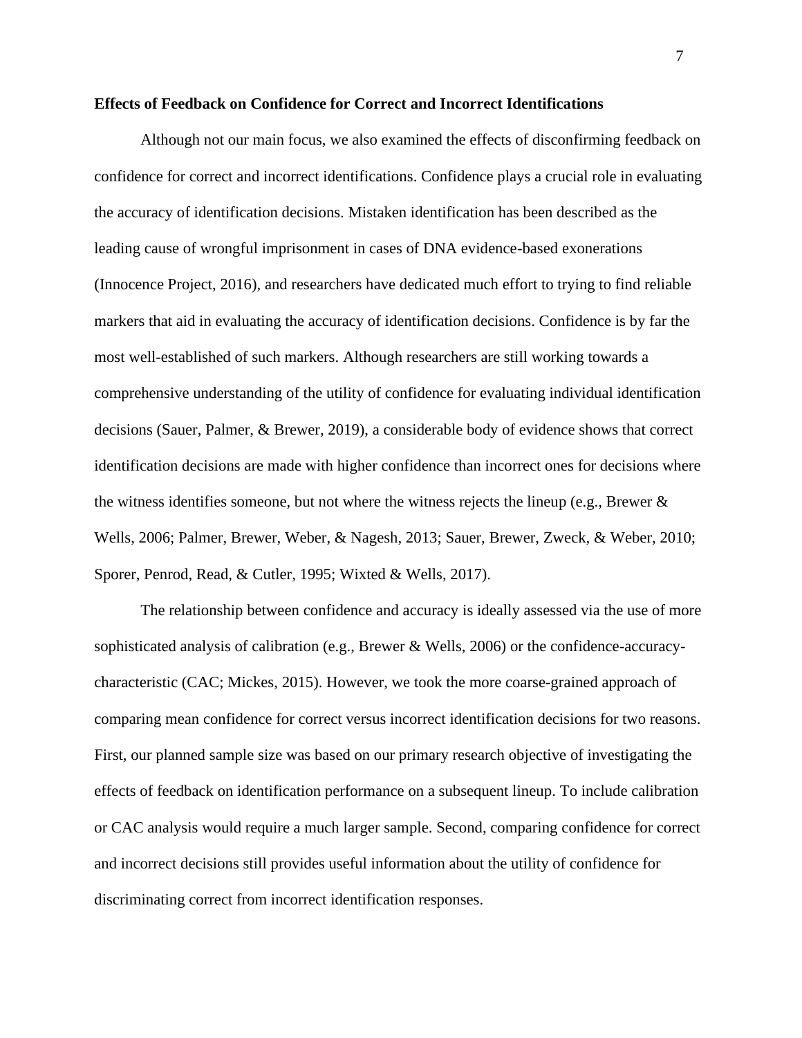**Effects of Feedback on Confidence for Correct and Incorrect Identifications**

Although not our main focus, we also examined the effects of disconfirming feedback on confidence for correct and incorrect identifications. Confidence plays a crucial role in evaluating the accuracy of identification decisions. Mistaken identification has been described as the leading cause of wrongful imprisonment in cases of DNA evidence-based exonerations (Innocence Project, 2016), and researchers have dedicated much effort to trying to find reliable markers that aid in evaluating the accuracy of identification decisions. Confidence is by far the most well-established of such markers. Although researchers are still working towards a comprehensive understanding of the utility of confidence for evaluating individual identification decisions (Sauer, Palmer, & Brewer, 2019), a considerable body of evidence shows that correct identification decisions are made with higher confidence than incorrect ones for decisions where the witness identifies someone, but not where the witness rejects the lineup (e.g., Brewer & Wells, 2006; Palmer, Brewer, Weber, & Nagesh, 2013; Sauer, Brewer, Zweck, & Weber, 2010; Sporer, Penrod, Read, & Cutler, 1995; Wixted & Wells, 2017).

The relationship between confidence and accuracy is ideally assessed via the use of more sophisticated analysis of calibration (e.g., Brewer & Wells, 2006) or the confidence-accuracy-characteristic (CAC; Mickes, 2015). However, we took the more coarse-grained approach of comparing mean confidence for correct versus incorrect identification decisions for two reasons. First, our planned sample size was based on our primary research objective of investigating the effects of feedback on identification performance on a subsequent lineup. To include calibration or CAC analysis would require a much larger sample. Second, comparing confidence for correct and incorrect decisions still provides useful information about the utility of confidence for discriminating correct from incorrect identification responses.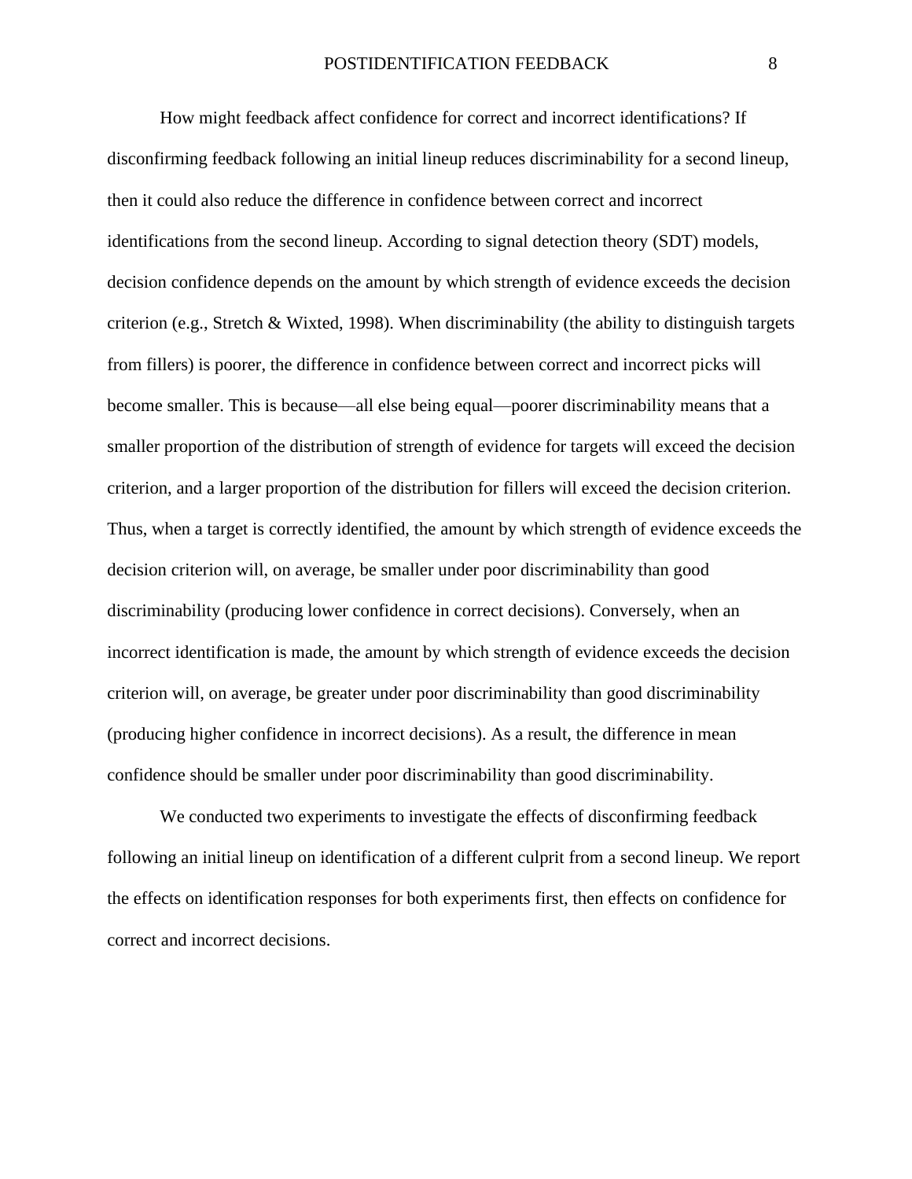How might feedback affect confidence for correct and incorrect identifications? If disconfirming feedback following an initial lineup reduces discriminability for a second lineup, then it could also reduce the difference in confidence between correct and incorrect identifications from the second lineup. According to signal detection theory (SDT) models, decision confidence depends on the amount by which strength of evidence exceeds the decision criterion (e.g., Stretch & Wixted, 1998). When discriminability (the ability to distinguish targets from fillers) is poorer, the difference in confidence between correct and incorrect picks will become smaller. This is because—all else being equal—poorer discriminability means that a smaller proportion of the distribution of strength of evidence for targets will exceed the decision criterion, and a larger proportion of the distribution for fillers will exceed the decision criterion. Thus, when a target is correctly identified, the amount by which strength of evidence exceeds the decision criterion will, on average, be smaller under poor discriminability than good discriminability (producing lower confidence in correct decisions). Conversely, when an incorrect identification is made, the amount by which strength of evidence exceeds the decision criterion will, on average, be greater under poor discriminability than good discriminability (producing higher confidence in incorrect decisions). As a result, the difference in mean confidence should be smaller under poor discriminability than good discriminability.

We conducted two experiments to investigate the effects of disconfirming feedback following an initial lineup on identification of a different culprit from a second lineup. We report the effects on identification responses for both experiments first, then effects on confidence for correct and incorrect decisions.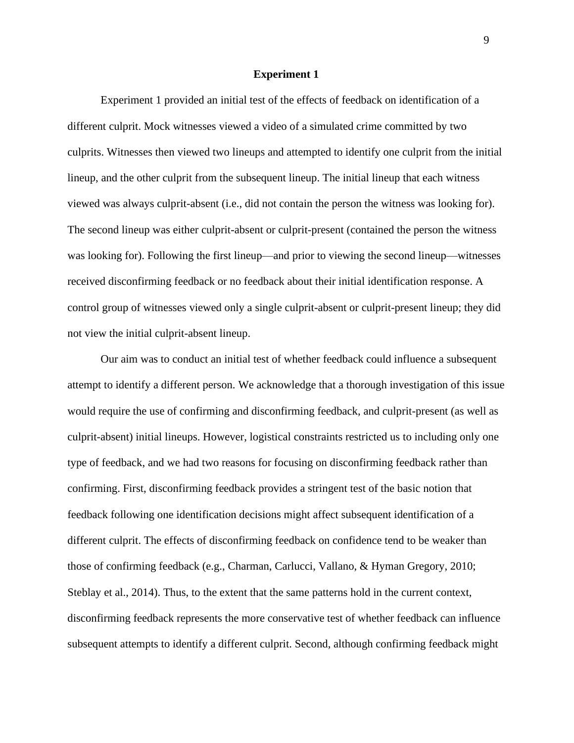## Experiment 1

Experiment 1 provided an initial test of the effects of feedback on identification of a different culprit. Mock witnesses viewed a video of a simulated crime committed by two culprits. Witnesses then viewed two lineups and attempted to identify one culprit from the initial lineup, and the other culprit from the subsequent lineup. The initial lineup that each witness viewed was always culprit-absent (i.e., did not contain the person the witness was looking for). The second lineup was either culprit-absent or culprit-present (contained the person the witness was looking for). Following the first lineup—and prior to viewing the second lineup—witnesses received disconfirming feedback or no feedback about their initial identification response. A control group of witnesses viewed only a single culprit-absent or culprit-present lineup; they did not view the initial culprit-absent lineup.

Our aim was to conduct an initial test of whether feedback could influence a subsequent attempt to identify a different person. We acknowledge that a thorough investigation of this issue would require the use of confirming and disconfirming feedback, and culprit-present (as well as culprit-absent) initial lineups. However, logistical constraints restricted us to including only one type of feedback, and we had two reasons for focusing on disconfirming feedback rather than confirming. First, disconfirming feedback provides a stringent test of the basic notion that feedback following one identification decisions might affect subsequent identification of a different culprit. The effects of disconfirming feedback on confidence tend to be weaker than those of confirming feedback (e.g., Charman, Carlucci, Vallano, & Hyman Gregory, 2010; Steblay et al., 2014). Thus, to the extent that the same patterns hold in the current context, disconfirming feedback represents the more conservative test of whether feedback can influence subsequent attempts to identify a different culprit. Second, although confirming feedback might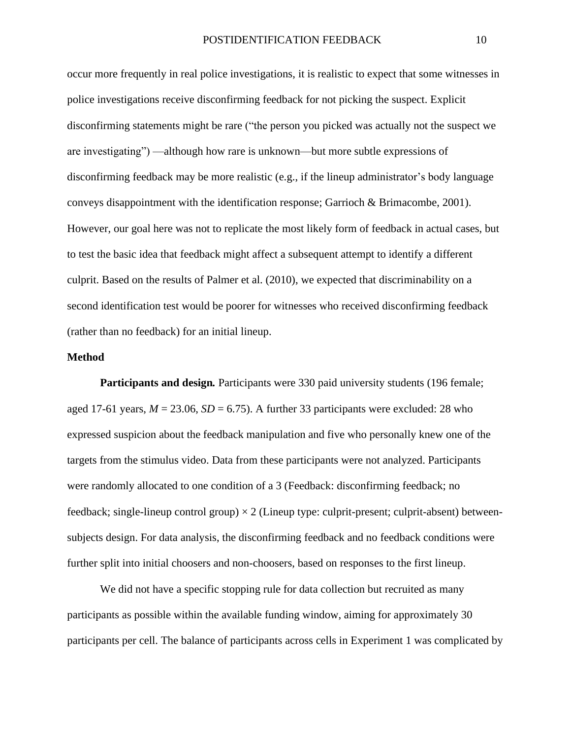occur more frequently in real police investigations, it is realistic to expect that some witnesses in police investigations receive disconfirming feedback for not picking the suspect. Explicit disconfirming statements might be rare ("the person you picked was actually not the suspect we are investigating") —although how rare is unknown—but more subtle expressions of disconfirming feedback may be more realistic (e.g., if the lineup administrator's body language conveys disappointment with the identification response; Garrioch & Brimacombe, 2001). However, our goal here was not to replicate the most likely form of feedback in actual cases, but to test the basic idea that feedback might affect a subsequent attempt to identify a different culprit. Based on the results of Palmer et al. (2010), we expected that discriminability on a second identification test would be poorer for witnesses who received disconfirming feedback (rather than no feedback) for an initial lineup.

## Method

**Participants and design.** Participants were 330 paid university students (196 female; aged 17-61 years, $M = 23.06$, $SD = 6.75$). A further 33 participants were excluded: 28 who expressed suspicion about the feedback manipulation and five who personally knew one of the targets from the stimulus video. Data from these participants were not analyzed. Participants were randomly allocated to one condition of a 3 (Feedback: disconfirming feedback; no feedback; single-lineup control group) × 2 (Lineup type: culprit-present; culprit-absent) between-subjects design. For data analysis, the disconfirming feedback and no feedback conditions were further split into initial choosers and non-choosers, based on responses to the first lineup.

We did not have a specific stopping rule for data collection but recruited as many participants as possible within the available funding window, aiming for approximately 30 participants per cell. The balance of participants across cells in Experiment 1 was complicated by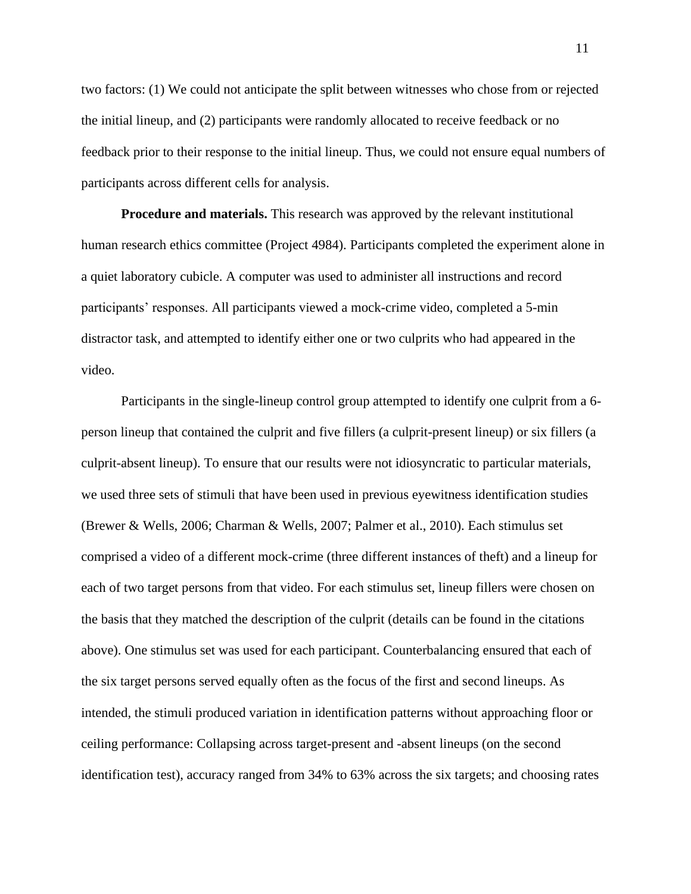two factors: (1) We could not anticipate the split between witnesses who chose from or rejected the initial lineup, and (2) participants were randomly allocated to receive feedback or no feedback prior to their response to the initial lineup. Thus, we could not ensure equal numbers of participants across different cells for analysis.

**Procedure and materials.** This research was approved by the relevant institutional human research ethics committee (Project 4984). Participants completed the experiment alone in a quiet laboratory cubicle. A computer was used to administer all instructions and record participants' responses. All participants viewed a mock-crime video, completed a 5-min distractor task, and attempted to identify either one or two culprits who had appeared in the video.

Participants in the single-lineup control group attempted to identify one culprit from a 6-person lineup that contained the culprit and five fillers (a culprit-present lineup) or six fillers (a culprit-absent lineup). To ensure that our results were not idiosyncratic to particular materials, we used three sets of stimuli that have been used in previous eyewitness identification studies (Brewer & Wells, 2006; Charman & Wells, 2007; Palmer et al., 2010). Each stimulus set comprised a video of a different mock-crime (three different instances of theft) and a lineup for each of two target persons from that video. For each stimulus set, lineup fillers were chosen on the basis that they matched the description of the culprit (details can be found in the citations above). One stimulus set was used for each participant. Counterbalancing ensured that each of the six target persons served equally often as the focus of the first and second lineups. As intended, the stimuli produced variation in identification patterns without approaching floor or ceiling performance: Collapsing across target-present and -absent lineups (on the second identification test), accuracy ranged from 34% to 63% across the six targets; and choosing rates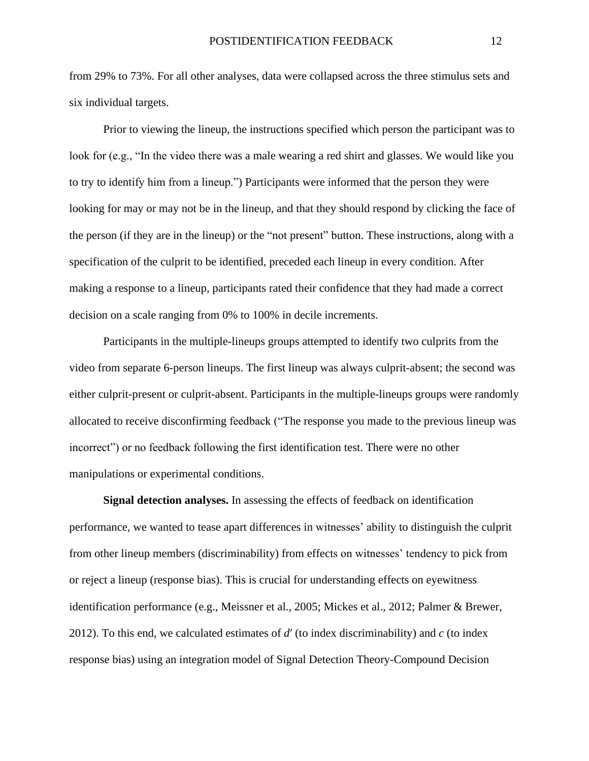from 29% to 73%. For all other analyses, data were collapsed across the three stimulus sets and six individual targets.

Prior to viewing the lineup, the instructions specified which person the participant was to look for (e.g., "In the video there was a male wearing a red shirt and glasses. We would like you to try to identify him from a lineup.") Participants were informed that the person they were looking for may or may not be in the lineup, and that they should respond by clicking the face of the person (if they are in the lineup) or the "not present" button. These instructions, along with a specification of the culprit to be identified, preceded each lineup in every condition. After making a response to a lineup, participants rated their confidence that they had made a correct decision on a scale ranging from 0% to 100% in decile increments.

Participants in the multiple-lineups groups attempted to identify two culprits from the video from separate 6-person lineups. The first lineup was always culprit-absent; the second was either culprit-present or culprit-absent. Participants in the multiple-lineups groups were randomly allocated to receive disconfirming feedback ("The response you made to the previous lineup was incorrect") or no feedback following the first identification test. There were no other manipulations or experimental conditions.

**Signal detection analyses.** In assessing the effects of feedback on identification performance, we wanted to tease apart differences in witnesses' ability to distinguish the culprit from other lineup members (discriminability) from effects on witnesses' tendency to pick from or reject a lineup (response bias). This is crucial for understanding effects on eyewitness identification performance (e.g., Meissner et al., 2005; Mickes et al., 2012; Palmer & Brewer, 2012). To this end, we calculated estimates of $d'$ (to index discriminability) and $c$ (to index response bias) using an integration model of Signal Detection Theory-Compound Decision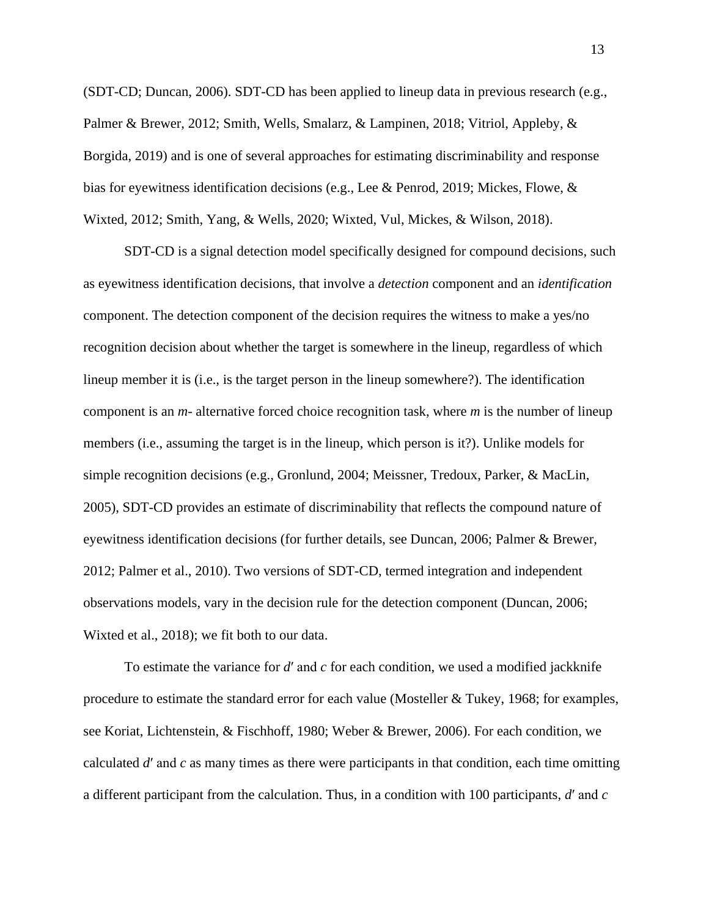(SDT-CD; Duncan, 2006). SDT-CD has been applied to lineup data in previous research (e.g., Palmer & Brewer, 2012; Smith, Wells, Smalarz, & Lampinen, 2018; Vitriol, Appleby, & Borgida, 2019) and is one of several approaches for estimating discriminability and response bias for eyewitness identification decisions (e.g., Lee & Penrod, 2019; Mickes, Flowe, & Wixted, 2012; Smith, Yang, & Wells, 2020; Wixted, Vul, Mickes, & Wilson, 2018).

SDT-CD is a signal detection model specifically designed for compound decisions, such as eyewitness identification decisions, that involve a *detection* component and an *identification* component. The detection component of the decision requires the witness to make a yes/no recognition decision about whether the target is somewhere in the lineup, regardless of which lineup member it is (i.e., is the target person in the lineup somewhere?). The identification component is an *m*- alternative forced choice recognition task, where *m* is the number of lineup members (i.e., assuming the target is in the lineup, which person is it?). Unlike models for simple recognition decisions (e.g., Gronlund, 2004; Meissner, Tredoux, Parker, & MacLin, 2005), SDT-CD provides an estimate of discriminability that reflects the compound nature of eyewitness identification decisions (for further details, see Duncan, 2006; Palmer & Brewer, 2012; Palmer et al., 2010). Two versions of SDT-CD, termed integration and independent observations models, vary in the decision rule for the detection component (Duncan, 2006; Wixted et al., 2018); we fit both to our data.

To estimate the variance for $d'$ and $c$ for each condition, we used a modified jackknife procedure to estimate the standard error for each value (Mosteller & Tukey, 1968; for examples, see Koriat, Lichtenstein, & Fischhoff, 1980; Weber & Brewer, 2006). For each condition, we calculated $d'$ and $c$ as many times as there were participants in that condition, each time omitting a different participant from the calculation. Thus, in a condition with 100 participants, $d'$ and $c$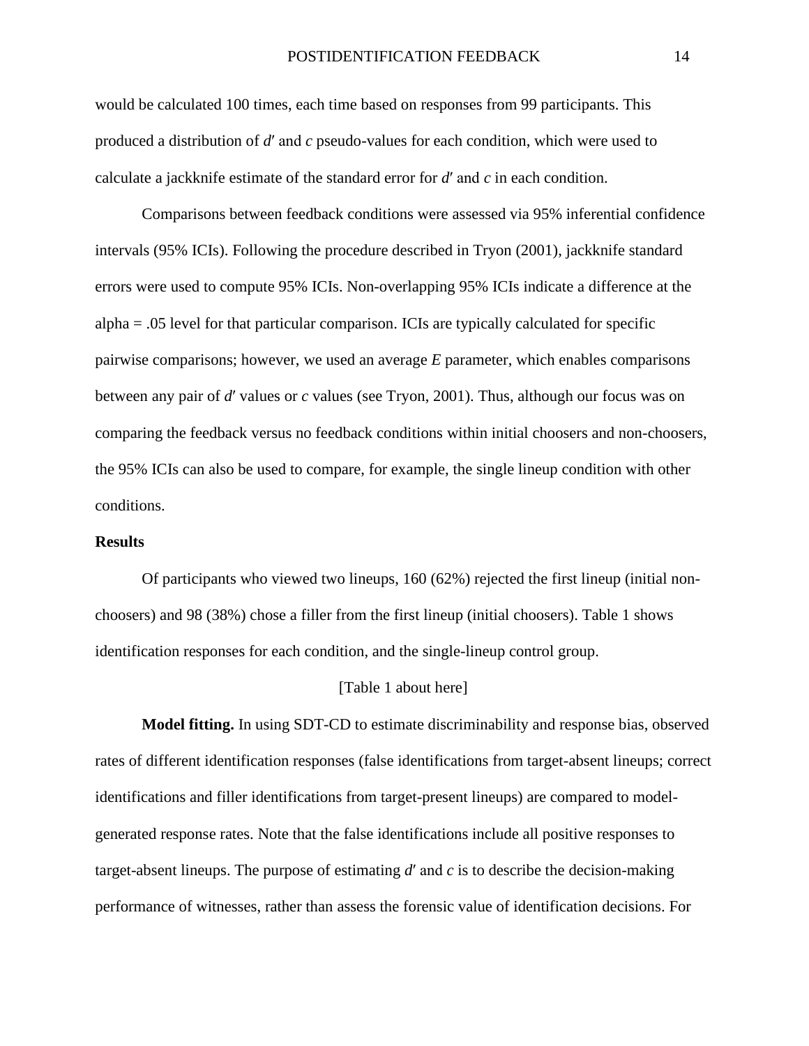would be calculated 100 times, each time based on responses from 99 participants. This produced a distribution of $d'$ and $c$ pseudo-values for each condition, which were used to calculate a jackknife estimate of the standard error for $d'$ and $c$ in each condition.

Comparisons between feedback conditions were assessed via 95% inferential confidence intervals (95% ICIs). Following the procedure described in Tryon (2001), jackknife standard errors were used to compute 95% ICIs. Non-overlapping 95% ICIs indicate a difference at the alpha = .05 level for that particular comparison. ICIs are typically calculated for specific pairwise comparisons; however, we used an average $E$ parameter, which enables comparisons between any pair of $d'$ values or $c$ values (see Tryon, 2001). Thus, although our focus was on comparing the feedback versus no feedback conditions within initial choosers and non-choosers, the 95% ICIs can also be used to compare, for example, the single lineup condition with other conditions.

## Results

Of participants who viewed two lineups, 160 (62%) rejected the first lineup (initial non-choosers) and 98 (38%) chose a filler from the first lineup (initial choosers). Table 1 shows identification responses for each condition, and the single-lineup control group.

[Table 1 about here]

**Model fitting.** In using SDT-CD to estimate discriminability and response bias, observed rates of different identification responses (false identifications from target-absent lineups; correct identifications and filler identifications from target-present lineups) are compared to model-generated response rates. Note that the false identifications include all positive responses to target-absent lineups. The purpose of estimating $d'$ and $c$ is to describe the decision-making performance of witnesses, rather than assess the forensic value of identification decisions. For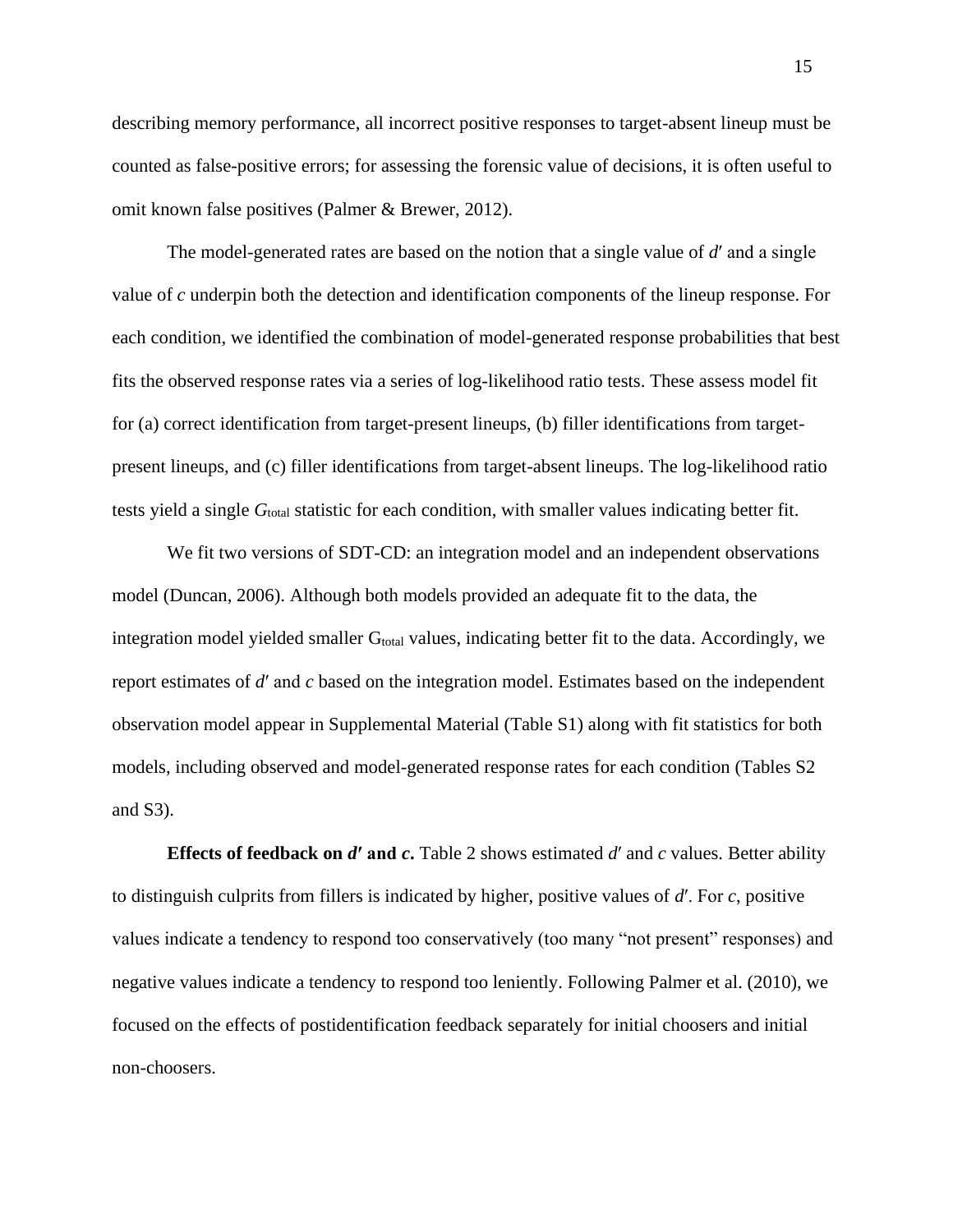describing memory performance, all incorrect positive responses to target-absent lineup must be counted as false-positive errors; for assessing the forensic value of decisions, it is often useful to omit known false positives (Palmer & Brewer, 2012).

The model-generated rates are based on the notion that a single value of $d'$ and a single value of $c$ underpin both the detection and identification components of the lineup response. For each condition, we identified the combination of model-generated response probabilities that best fits the observed response rates via a series of log-likelihood ratio tests. These assess model fit for (a) correct identification from target-present lineups, (b) filler identifications from target-present lineups, and (c) filler identifications from target-absent lineups. The log-likelihood ratio tests yield a single $G_{\text{total}}$ statistic for each condition, with smaller values indicating better fit.

We fit two versions of SDT-CD: an integration model and an independent observations model (Duncan, 2006). Although both models provided an adequate fit to the data, the integration model yielded smaller $G_{\text{total}}$ values, indicating better fit to the data. Accordingly, we report estimates of $d'$ and $c$ based on the integration model. Estimates based on the independent observation model appear in Supplemental Material (Table S1) along with fit statistics for both models, including observed and model-generated response rates for each condition (Tables S2 and S3).

**Effects of feedback on $d'$ and $c$.** Table 2 shows estimated $d'$ and $c$ values. Better ability to distinguish culprits from fillers is indicated by higher, positive values of $d'$. For $c$, positive values indicate a tendency to respond too conservatively (too many "not present" responses) and negative values indicate a tendency to respond too leniently. Following Palmer et al. (2010), we focused on the effects of postidentification feedback separately for initial choosers and initial non-choosers.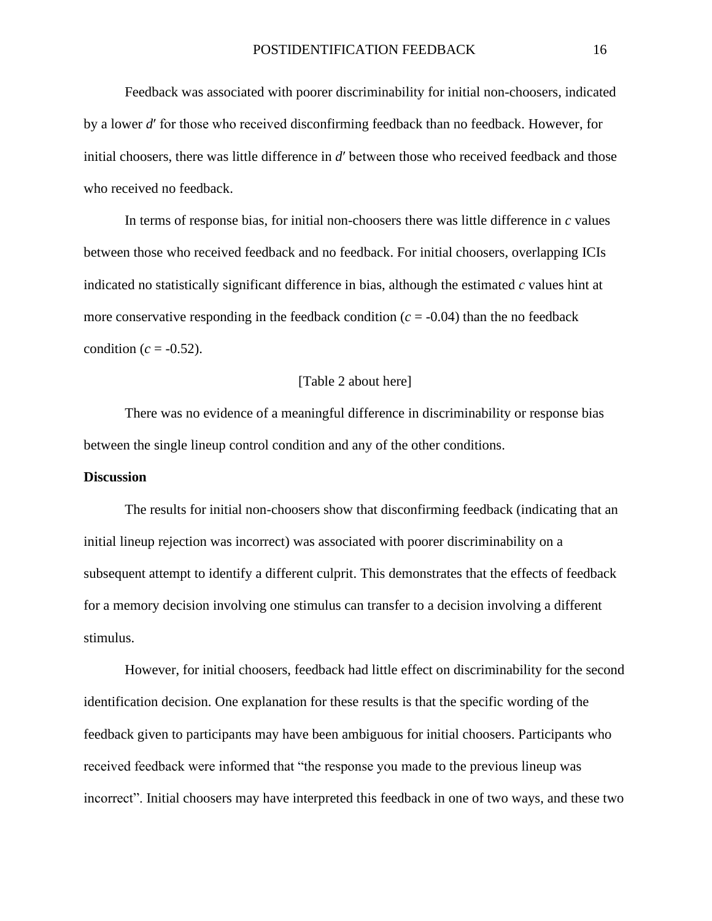Feedback was associated with poorer discriminability for initial non-choosers, indicated by a lower *d*′ for those who received disconfirming feedback than no feedback. However, for initial choosers, there was little difference in *d*′ between those who received feedback and those who received no feedback.

In terms of response bias, for initial non-choosers there was little difference in *c* values between those who received feedback and no feedback. For initial choosers, overlapping ICIs indicated no statistically significant difference in bias, although the estimated *c* values hint at more conservative responding in the feedback condition ($c = -0.04$) than the no feedback condition ($c = -0.52$).

[Table 2 about here]

There was no evidence of a meaningful difference in discriminability or response bias between the single lineup control condition and any of the other conditions.

**Discussion**

The results for initial non-choosers show that disconfirming feedback (indicating that an initial lineup rejection was incorrect) was associated with poorer discriminability on a subsequent attempt to identify a different culprit. This demonstrates that the effects of feedback for a memory decision involving one stimulus can transfer to a decision involving a different stimulus.

However, for initial choosers, feedback had little effect on discriminability for the second identification decision. One explanation for these results is that the specific wording of the feedback given to participants may have been ambiguous for initial choosers. Participants who received feedback were informed that "the response you made to the previous lineup was incorrect". Initial choosers may have interpreted this feedback in one of two ways, and these two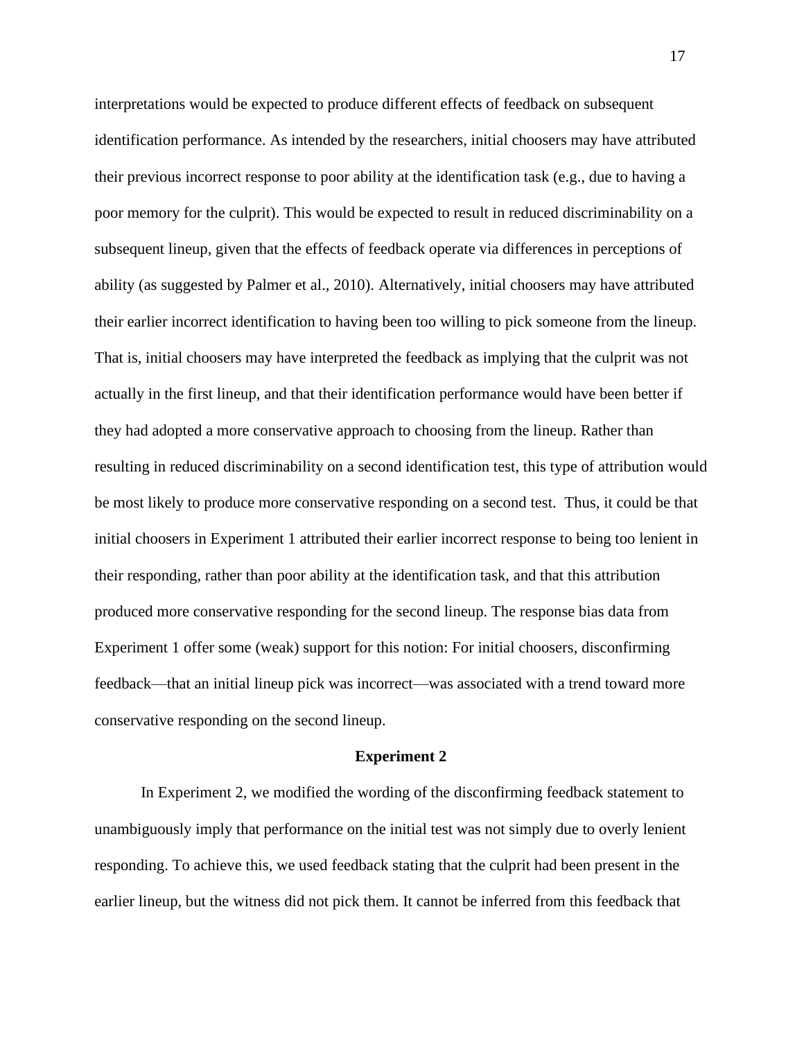interpretations would be expected to produce different effects of feedback on subsequent identification performance. As intended by the researchers, initial choosers may have attributed their previous incorrect response to poor ability at the identification task (e.g., due to having a poor memory for the culprit). This would be expected to result in reduced discriminability on a subsequent lineup, given that the effects of feedback operate via differences in perceptions of ability (as suggested by Palmer et al., 2010). Alternatively, initial choosers may have attributed their earlier incorrect identification to having been too willing to pick someone from the lineup. That is, initial choosers may have interpreted the feedback as implying that the culprit was not actually in the first lineup, and that their identification performance would have been better if they had adopted a more conservative approach to choosing from the lineup. Rather than resulting in reduced discriminability on a second identification test, this type of attribution would be most likely to produce more conservative responding on a second test. Thus, it could be that initial choosers in Experiment 1 attributed their earlier incorrect response to being too lenient in their responding, rather than poor ability at the identification task, and that this attribution produced more conservative responding for the second lineup. The response bias data from Experiment 1 offer some (weak) support for this notion: For initial choosers, disconfirming feedback—that an initial lineup pick was incorrect—was associated with a trend toward more conservative responding on the second lineup.

## Experiment 2

In Experiment 2, we modified the wording of the disconfirming feedback statement to unambiguously imply that performance on the initial test was not simply due to overly lenient responding. To achieve this, we used feedback stating that the culprit had been present in the earlier lineup, but the witness did not pick them. It cannot be inferred from this feedback that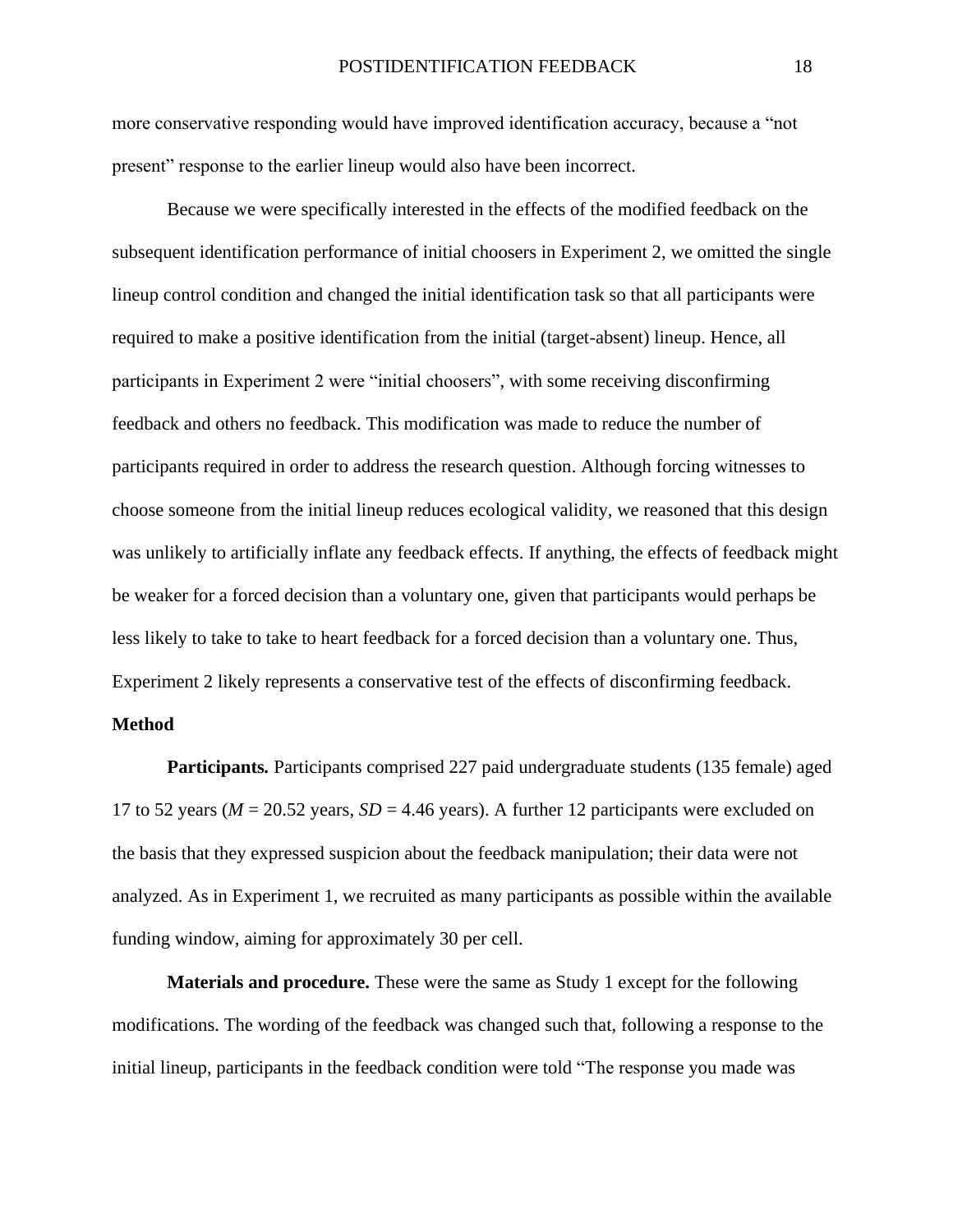more conservative responding would have improved identification accuracy, because a "not present" response to the earlier lineup would also have been incorrect.

Because we were specifically interested in the effects of the modified feedback on the subsequent identification performance of initial choosers in Experiment 2, we omitted the single lineup control condition and changed the initial identification task so that all participants were required to make a positive identification from the initial (target-absent) lineup. Hence, all participants in Experiment 2 were "initial choosers", with some receiving disconfirming feedback and others no feedback. This modification was made to reduce the number of participants required in order to address the research question. Although forcing witnesses to choose someone from the initial lineup reduces ecological validity, we reasoned that this design was unlikely to artificially inflate any feedback effects. If anything, the effects of feedback might be weaker for a forced decision than a voluntary one, given that participants would perhaps be less likely to take to take to heart feedback for a forced decision than a voluntary one. Thus, Experiment 2 likely represents a conservative test of the effects of disconfirming feedback.

## Method

**Participants.** Participants comprised 227 paid undergraduate students (135 female) aged 17 to 52 years (*M* = 20.52 years, *SD* = 4.46 years). A further 12 participants were excluded on the basis that they expressed suspicion about the feedback manipulation; their data were not analyzed. As in Experiment 1, we recruited as many participants as possible within the available funding window, aiming for approximately 30 per cell.

**Materials and procedure.** These were the same as Study 1 except for the following modifications. The wording of the feedback was changed such that, following a response to the initial lineup, participants in the feedback condition were told "The response you made was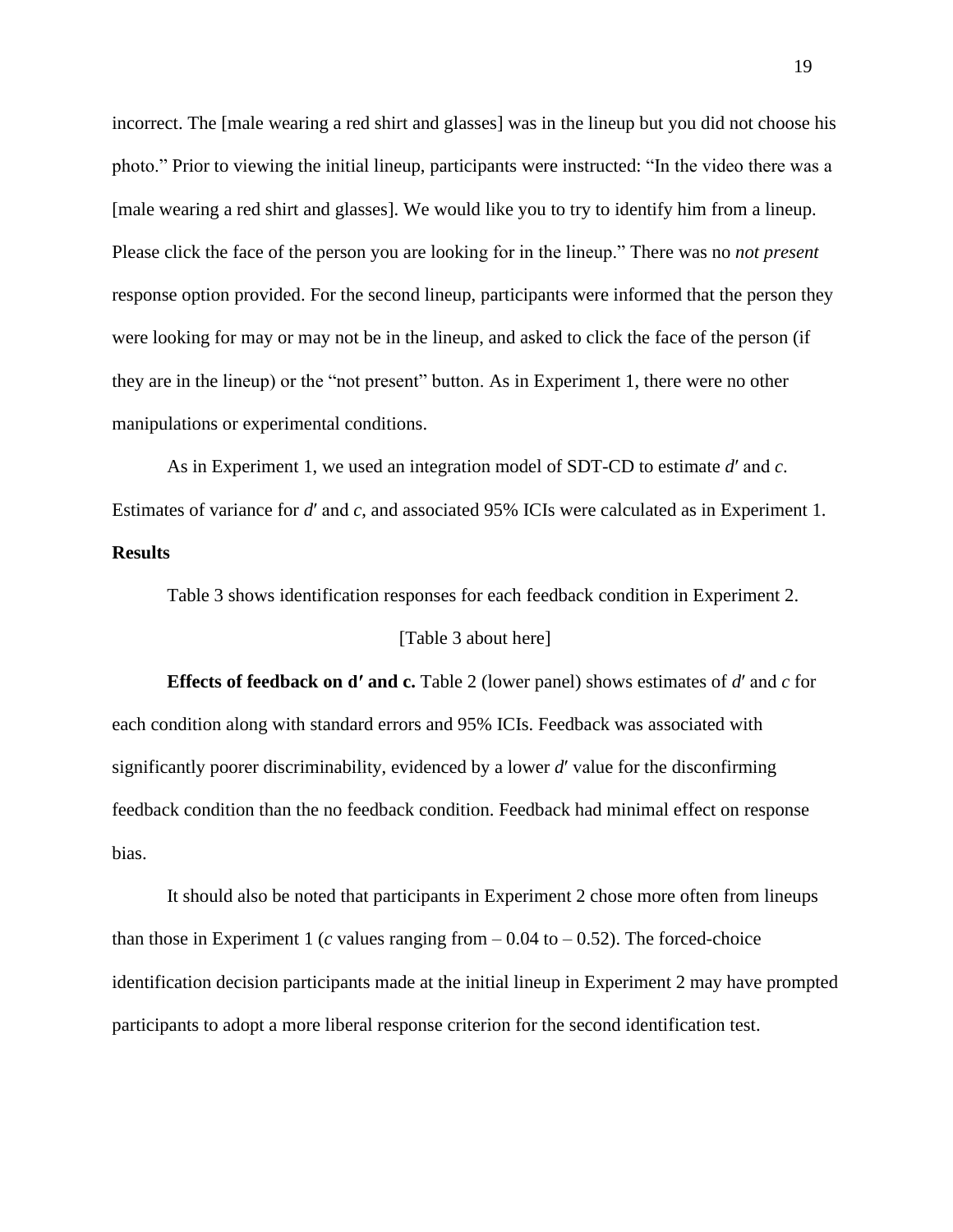incorrect. The [male wearing a red shirt and glasses] was in the lineup but you did not choose his photo." Prior to viewing the initial lineup, participants were instructed: "In the video there was a [male wearing a red shirt and glasses]. We would like you to try to identify him from a lineup. Please click the face of the person you are looking for in the lineup." There was no *not present* response option provided. For the second lineup, participants were informed that the person they were looking for may or may not be in the lineup, and asked to click the face of the person (if they are in the lineup) or the "not present" button. As in Experiment 1, there were no other manipulations or experimental conditions.

As in Experiment 1, we used an integration model of SDT-CD to estimate $d'$ and $c$. Estimates of variance for $d'$ and $c$, and associated 95% ICIs were calculated as in Experiment 1.

## Results

Table 3 shows identification responses for each feedback condition in Experiment 2.

[Table 3 about here]

**Effects of feedback on d′ and c.** Table 2 (lower panel) shows estimates of $d'$ and $c$ for each condition along with standard errors and 95% ICIs. Feedback was associated with significantly poorer discriminability, evidenced by a lower $d'$ value for the disconfirming feedback condition than the no feedback condition. Feedback had minimal effect on response bias.

It should also be noted that participants in Experiment 2 chose more often from lineups than those in Experiment 1 ($c$ values ranging from – 0.04 to – 0.52). The forced-choice identification decision participants made at the initial lineup in Experiment 2 may have prompted participants to adopt a more liberal response criterion for the second identification test.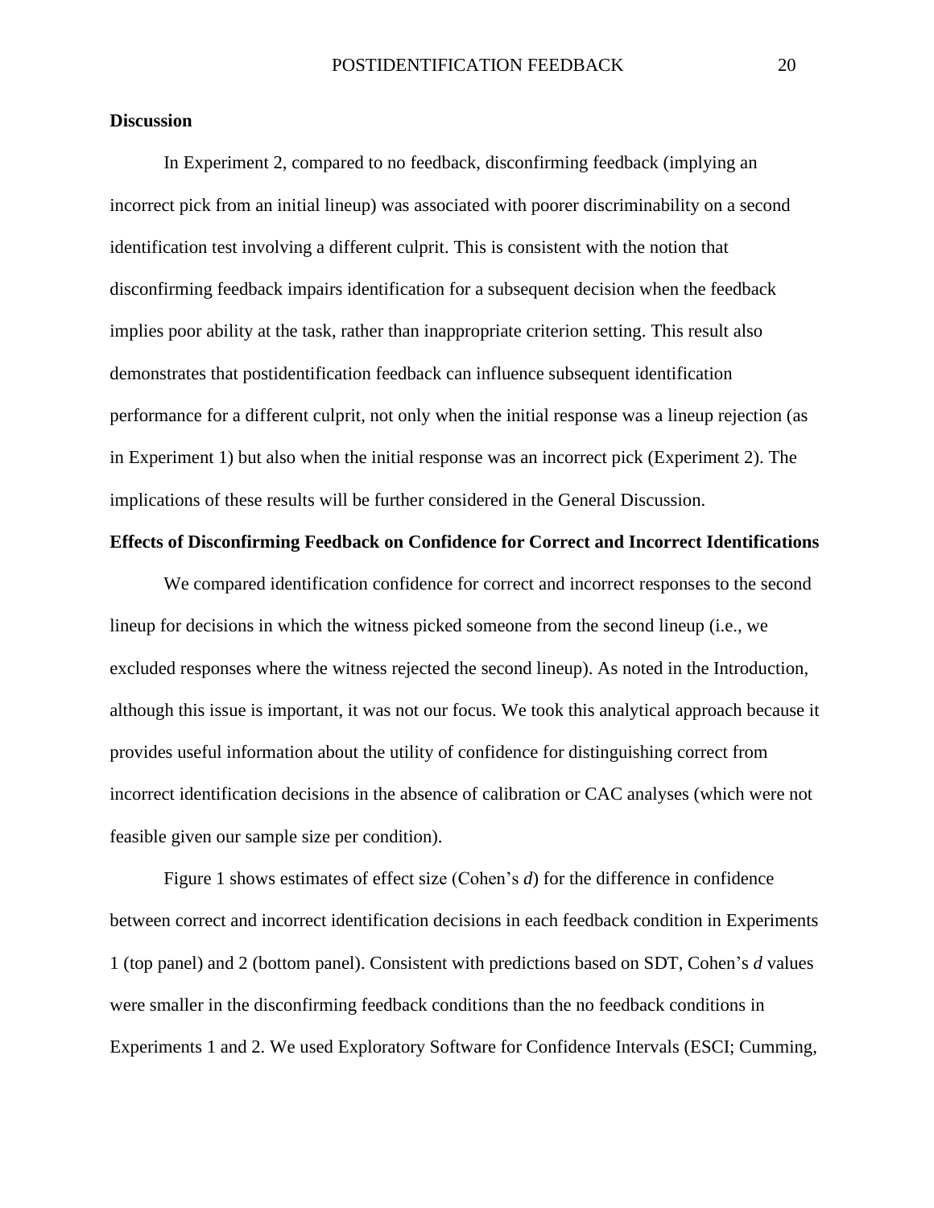## Discussion

In Experiment 2, compared to no feedback, disconfirming feedback (implying an incorrect pick from an initial lineup) was associated with poorer discriminability on a second identification test involving a different culprit. This is consistent with the notion that disconfirming feedback impairs identification for a subsequent decision when the feedback implies poor ability at the task, rather than inappropriate criterion setting. This result also demonstrates that postidentification feedback can influence subsequent identification performance for a different culprit, not only when the initial response was a lineup rejection (as in Experiment 1) but also when the initial response was an incorrect pick (Experiment 2). The implications of these results will be further considered in the General Discussion.

## Effects of Disconfirming Feedback on Confidence for Correct and Incorrect Identifications

We compared identification confidence for correct and incorrect responses to the second lineup for decisions in which the witness picked someone from the second lineup (i.e., we excluded responses where the witness rejected the second lineup). As noted in the Introduction, although this issue is important, it was not our focus. We took this analytical approach because it provides useful information about the utility of confidence for distinguishing correct from incorrect identification decisions in the absence of calibration or CAC analyses (which were not feasible given our sample size per condition).

Figure 1 shows estimates of effect size (Cohen's *d*) for the difference in confidence between correct and incorrect identification decisions in each feedback condition in Experiments 1 (top panel) and 2 (bottom panel). Consistent with predictions based on SDT, Cohen's *d* values were smaller in the disconfirming feedback conditions than the no feedback conditions in Experiments 1 and 2. We used Exploratory Software for Confidence Intervals (ESCI; Cumming,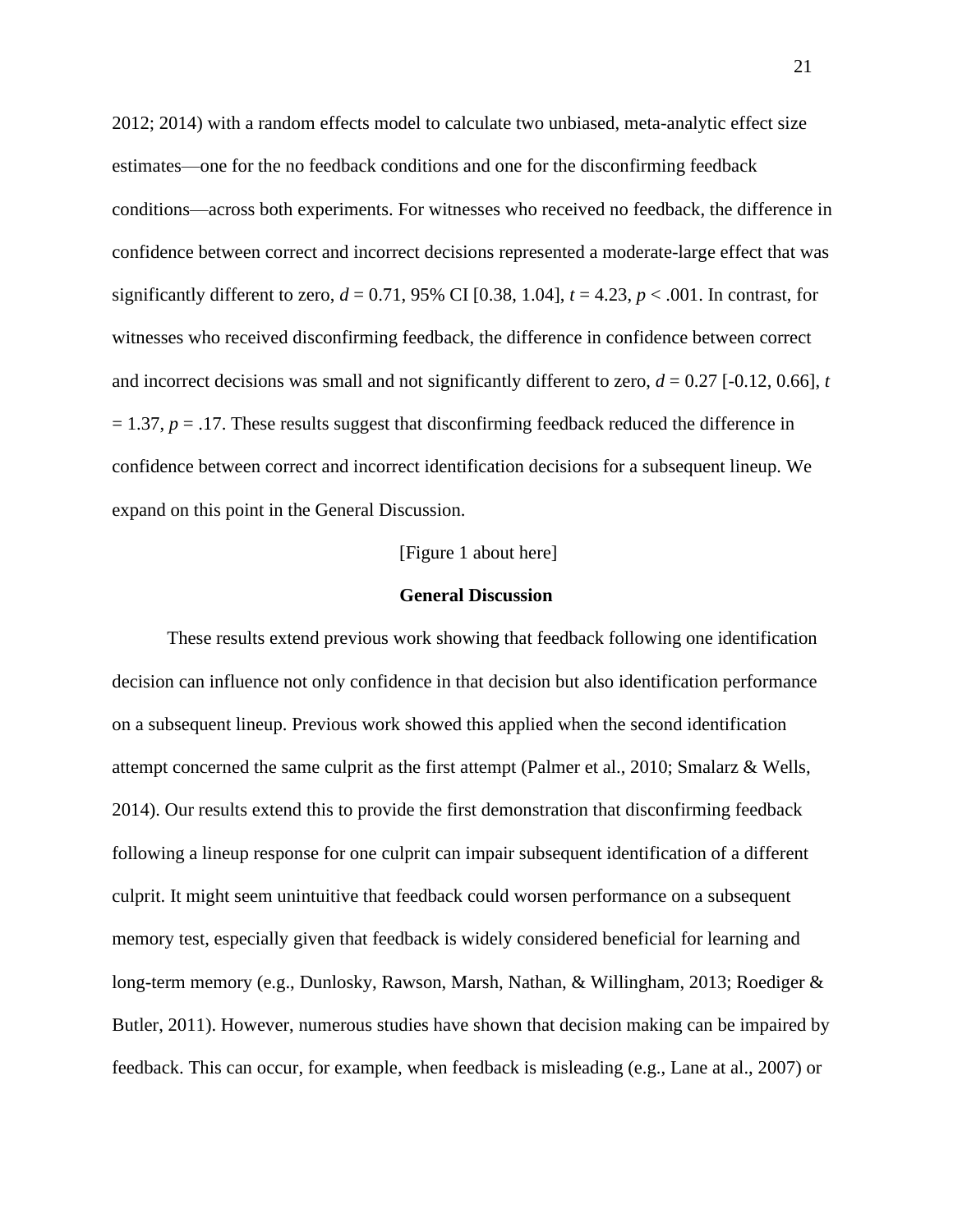2012; 2014) with a random effects model to calculate two unbiased, meta-analytic effect size estimates—one for the no feedback conditions and one for the disconfirming feedback conditions—across both experiments. For witnesses who received no feedback, the difference in confidence between correct and incorrect decisions represented a moderate-large effect that was significantly different to zero, $d = 0.71$, 95% CI [0.38, 1.04], $t = 4.23$, $p < .001$. In contrast, for witnesses who received disconfirming feedback, the difference in confidence between correct and incorrect decisions was small and not significantly different to zero, $d = 0.27$ [-0.12, 0.66], $t = 1.37$, $p = .17$. These results suggest that disconfirming feedback reduced the difference in confidence between correct and incorrect identification decisions for a subsequent lineup. We expand on this point in the General Discussion.

[Figure 1 about here]

## General Discussion

These results extend previous work showing that feedback following one identification decision can influence not only confidence in that decision but also identification performance on a subsequent lineup. Previous work showed this applied when the second identification attempt concerned the same culprit as the first attempt (Palmer et al., 2010; Smalarz & Wells, 2014). Our results extend this to provide the first demonstration that disconfirming feedback following a lineup response for one culprit can impair subsequent identification of a different culprit. It might seem unintuitive that feedback could worsen performance on a subsequent memory test, especially given that feedback is widely considered beneficial for learning and long-term memory (e.g., Dunlosky, Rawson, Marsh, Nathan, & Willingham, 2013; Roediger & Butler, 2011). However, numerous studies have shown that decision making can be impaired by feedback. This can occur, for example, when feedback is misleading (e.g., Lane at al., 2007) or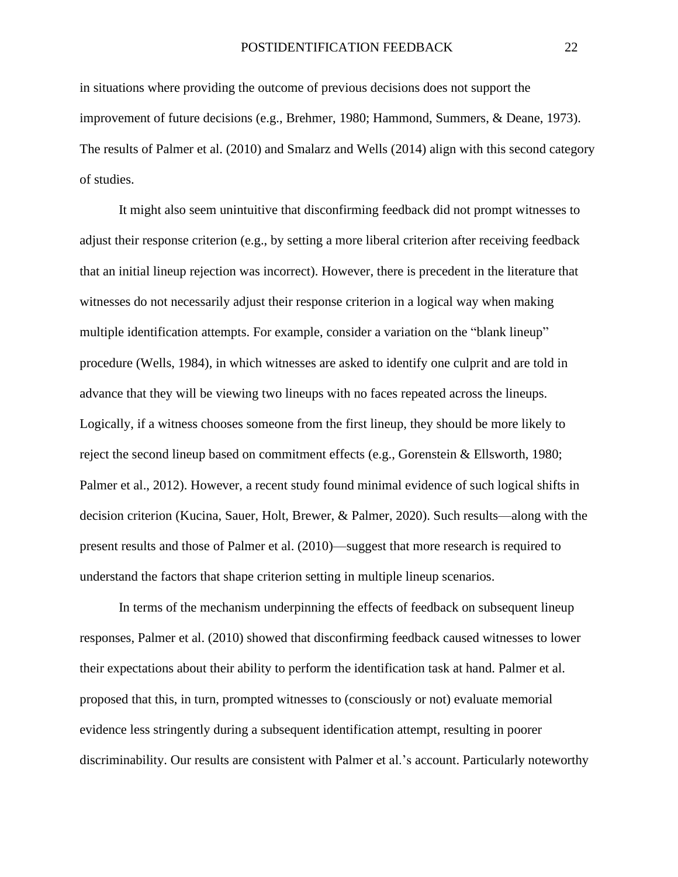in situations where providing the outcome of previous decisions does not support the improvement of future decisions (e.g., Brehmer, 1980; Hammond, Summers, & Deane, 1973). The results of Palmer et al. (2010) and Smalarz and Wells (2014) align with this second category of studies.

It might also seem unintuitive that disconfirming feedback did not prompt witnesses to adjust their response criterion (e.g., by setting a more liberal criterion after receiving feedback that an initial lineup rejection was incorrect). However, there is precedent in the literature that witnesses do not necessarily adjust their response criterion in a logical way when making multiple identification attempts. For example, consider a variation on the "blank lineup" procedure (Wells, 1984), in which witnesses are asked to identify one culprit and are told in advance that they will be viewing two lineups with no faces repeated across the lineups. Logically, if a witness chooses someone from the first lineup, they should be more likely to reject the second lineup based on commitment effects (e.g., Gorenstein & Ellsworth, 1980; Palmer et al., 2012). However, a recent study found minimal evidence of such logical shifts in decision criterion (Kucina, Sauer, Holt, Brewer, & Palmer, 2020). Such results—along with the present results and those of Palmer et al. (2010)—suggest that more research is required to understand the factors that shape criterion setting in multiple lineup scenarios.

In terms of the mechanism underpinning the effects of feedback on subsequent lineup responses, Palmer et al. (2010) showed that disconfirming feedback caused witnesses to lower their expectations about their ability to perform the identification task at hand. Palmer et al. proposed that this, in turn, prompted witnesses to (consciously or not) evaluate memorial evidence less stringently during a subsequent identification attempt, resulting in poorer discriminability. Our results are consistent with Palmer et al.'s account. Particularly noteworthy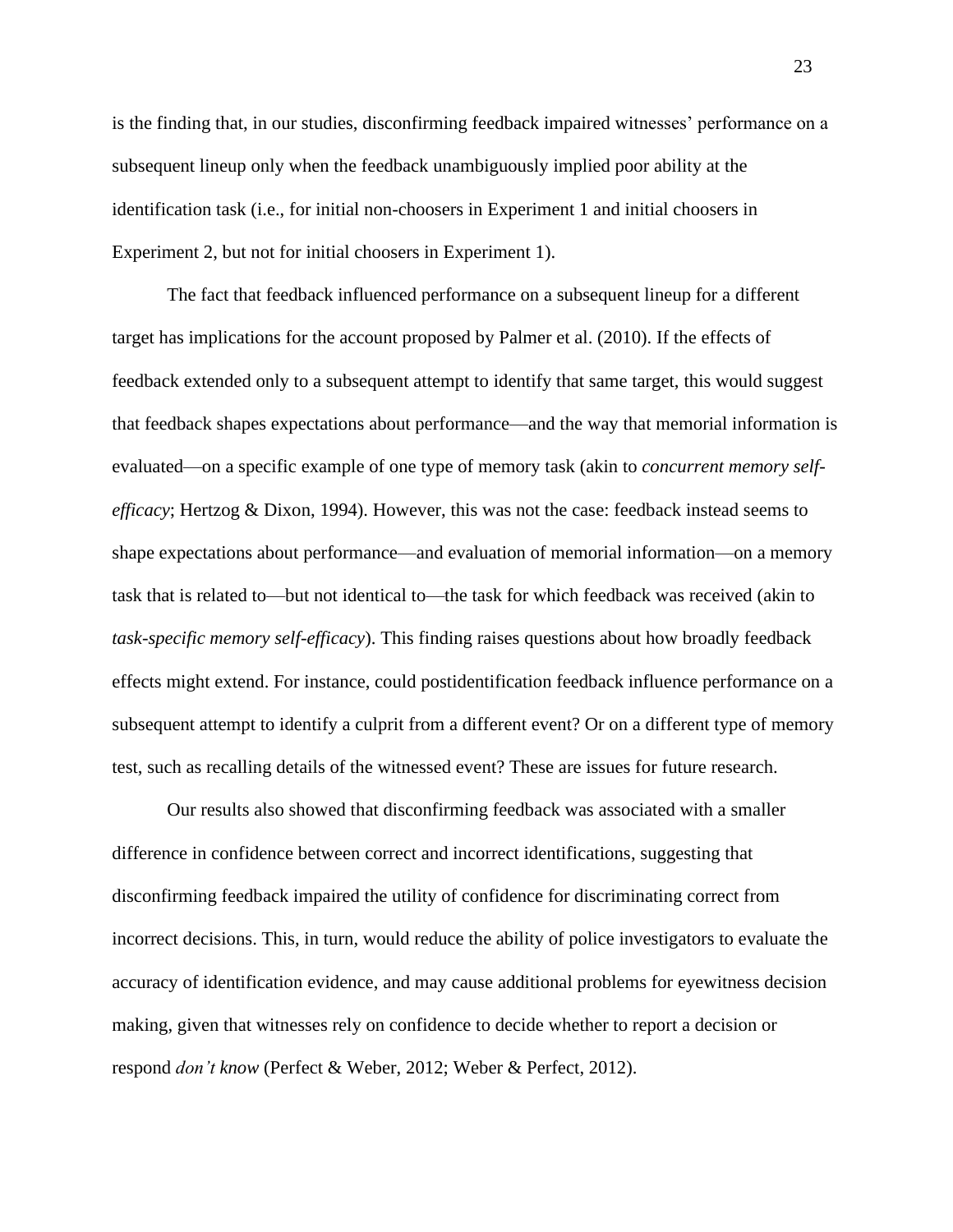is the finding that, in our studies, disconfirming feedback impaired witnesses' performance on a subsequent lineup only when the feedback unambiguously implied poor ability at the identification task (i.e., for initial non-choosers in Experiment 1 and initial choosers in Experiment 2, but not for initial choosers in Experiment 1).

The fact that feedback influenced performance on a subsequent lineup for a different target has implications for the account proposed by Palmer et al. (2010). If the effects of feedback extended only to a subsequent attempt to identify that same target, this would suggest that feedback shapes expectations about performance—and the way that memorial information is evaluated—on a specific example of one type of memory task (akin to *concurrent memory self-efficacy*; Hertzog & Dixon, 1994). However, this was not the case: feedback instead seems to shape expectations about performance—and evaluation of memorial information—on a memory task that is related to—but not identical to—the task for which feedback was received (akin to *task-specific memory self-efficacy*). This finding raises questions about how broadly feedback effects might extend. For instance, could postidentification feedback influence performance on a subsequent attempt to identify a culprit from a different event? Or on a different type of memory test, such as recalling details of the witnessed event? These are issues for future research.

Our results also showed that disconfirming feedback was associated with a smaller difference in confidence between correct and incorrect identifications, suggesting that disconfirming feedback impaired the utility of confidence for discriminating correct from incorrect decisions. This, in turn, would reduce the ability of police investigators to evaluate the accuracy of identification evidence, and may cause additional problems for eyewitness decision making, given that witnesses rely on confidence to decide whether to report a decision or respond *don't know* (Perfect & Weber, 2012; Weber & Perfect, 2012).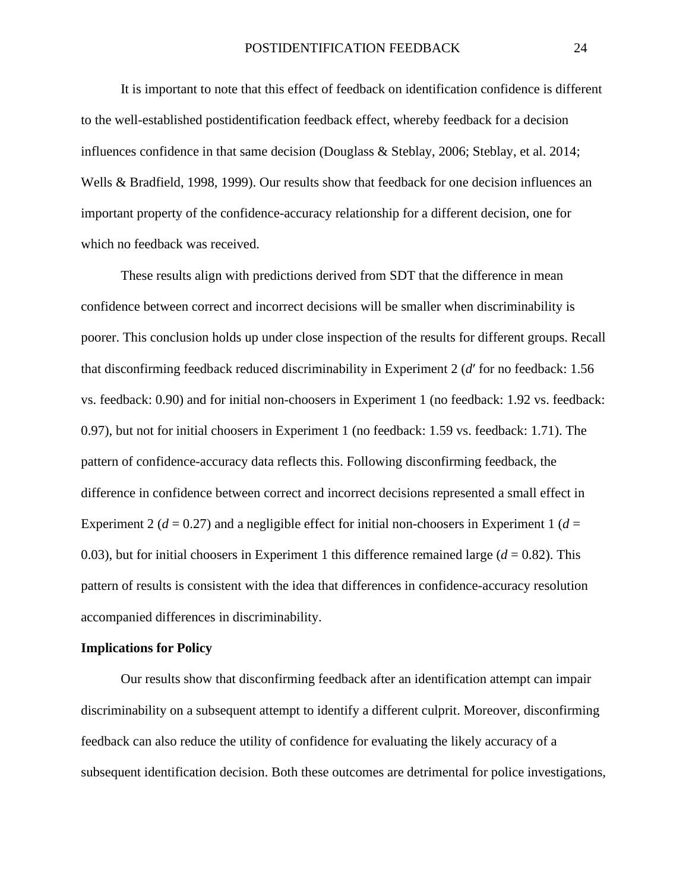It is important to note that this effect of feedback on identification confidence is different to the well-established postidentification feedback effect, whereby feedback for a decision influences confidence in that same decision (Douglass & Steblay, 2006; Steblay, et al. 2014; Wells & Bradfield, 1998, 1999). Our results show that feedback for one decision influences an important property of the confidence-accuracy relationship for a different decision, one for which no feedback was received.

These results align with predictions derived from SDT that the difference in mean confidence between correct and incorrect decisions will be smaller when discriminability is poorer. This conclusion holds up under close inspection of the results for different groups. Recall that disconfirming feedback reduced discriminability in Experiment 2 ($d'$ for no feedback: 1.56 vs. feedback: 0.90) and for initial non-choosers in Experiment 1 (no feedback: 1.92 vs. feedback: 0.97), but not for initial choosers in Experiment 1 (no feedback: 1.59 vs. feedback: 1.71). The pattern of confidence-accuracy data reflects this. Following disconfirming feedback, the difference in confidence between correct and incorrect decisions represented a small effect in Experiment 2 ($d = 0.27$) and a negligible effect for initial non-choosers in Experiment 1 ($d = 0.03$), but for initial choosers in Experiment 1 this difference remained large ($d = 0.82$). This pattern of results is consistent with the idea that differences in confidence-accuracy resolution accompanied differences in discriminability.

**Implications for Policy**

Our results show that disconfirming feedback after an identification attempt can impair discriminability on a subsequent attempt to identify a different culprit. Moreover, disconfirming feedback can also reduce the utility of confidence for evaluating the likely accuracy of a subsequent identification decision. Both these outcomes are detrimental for police investigations,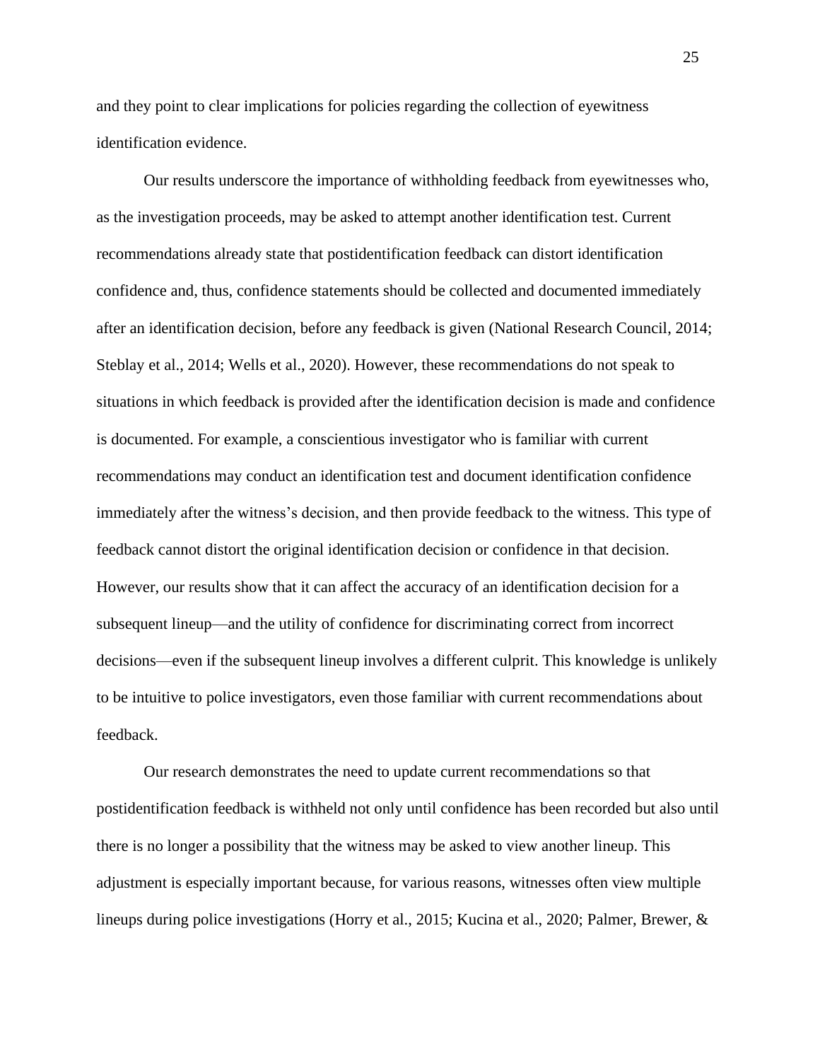and they point to clear implications for policies regarding the collection of eyewitness identification evidence.

Our results underscore the importance of withholding feedback from eyewitnesses who, as the investigation proceeds, may be asked to attempt another identification test. Current recommendations already state that postidentification feedback can distort identification confidence and, thus, confidence statements should be collected and documented immediately after an identification decision, before any feedback is given (National Research Council, 2014; Steblay et al., 2014; Wells et al., 2020). However, these recommendations do not speak to situations in which feedback is provided after the identification decision is made and confidence is documented. For example, a conscientious investigator who is familiar with current recommendations may conduct an identification test and document identification confidence immediately after the witness's decision, and then provide feedback to the witness. This type of feedback cannot distort the original identification decision or confidence in that decision. However, our results show that it can affect the accuracy of an identification decision for a subsequent lineup—and the utility of confidence for discriminating correct from incorrect decisions—even if the subsequent lineup involves a different culprit. This knowledge is unlikely to be intuitive to police investigators, even those familiar with current recommendations about feedback.

Our research demonstrates the need to update current recommendations so that postidentification feedback is withheld not only until confidence has been recorded but also until there is no longer a possibility that the witness may be asked to view another lineup. This adjustment is especially important because, for various reasons, witnesses often view multiple lineups during police investigations (Horry et al., 2015; Kucina et al., 2020; Palmer, Brewer, &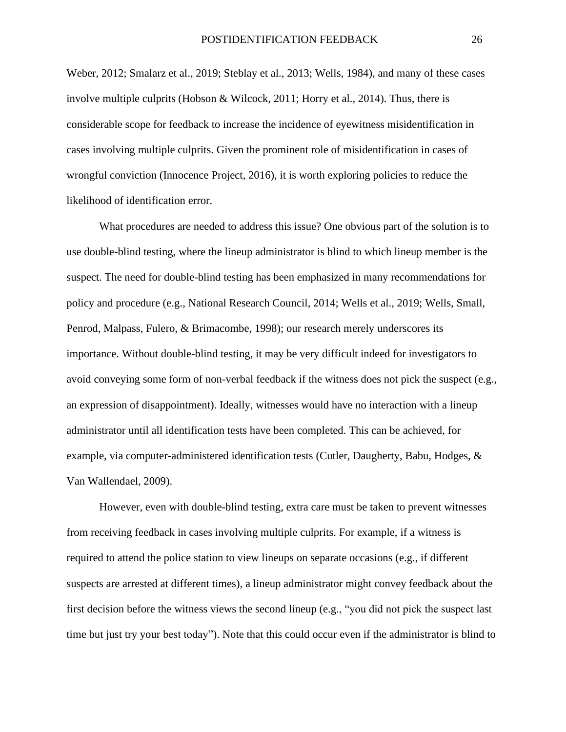Weber, 2012; Smalarz et al., 2019; Steblay et al., 2013; Wells, 1984), and many of these cases involve multiple culprits (Hobson & Wilcock, 2011; Horry et al., 2014). Thus, there is considerable scope for feedback to increase the incidence of eyewitness misidentification in cases involving multiple culprits. Given the prominent role of misidentification in cases of wrongful conviction (Innocence Project, 2016), it is worth exploring policies to reduce the likelihood of identification error.

What procedures are needed to address this issue? One obvious part of the solution is to use double-blind testing, where the lineup administrator is blind to which lineup member is the suspect. The need for double-blind testing has been emphasized in many recommendations for policy and procedure (e.g., National Research Council, 2014; Wells et al., 2019; Wells, Small, Penrod, Malpass, Fulero, & Brimacombe, 1998); our research merely underscores its importance. Without double-blind testing, it may be very difficult indeed for investigators to avoid conveying some form of non-verbal feedback if the witness does not pick the suspect (e.g., an expression of disappointment). Ideally, witnesses would have no interaction with a lineup administrator until all identification tests have been completed. This can be achieved, for example, via computer-administered identification tests (Cutler, Daugherty, Babu, Hodges, & Van Wallendael, 2009).

However, even with double-blind testing, extra care must be taken to prevent witnesses from receiving feedback in cases involving multiple culprits. For example, if a witness is required to attend the police station to view lineups on separate occasions (e.g., if different suspects are arrested at different times), a lineup administrator might convey feedback about the first decision before the witness views the second lineup (e.g., "you did not pick the suspect last time but just try your best today"). Note that this could occur even if the administrator is blind to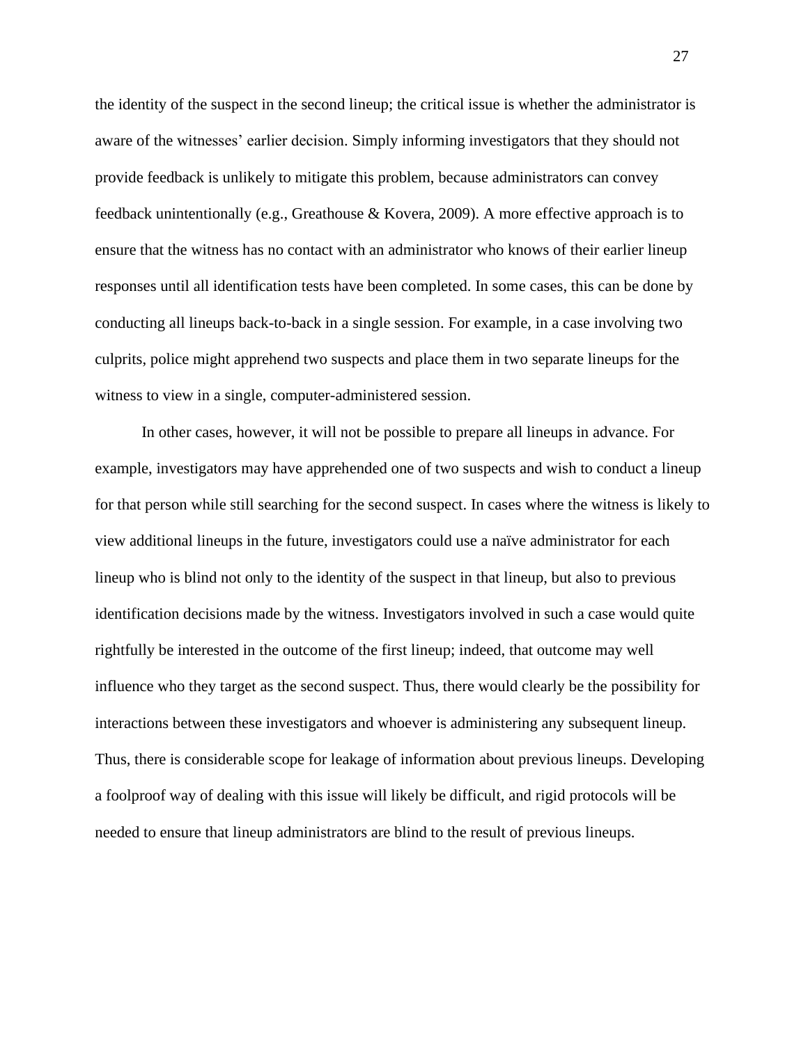the identity of the suspect in the second lineup; the critical issue is whether the administrator is aware of the witnesses' earlier decision. Simply informing investigators that they should not provide feedback is unlikely to mitigate this problem, because administrators can convey feedback unintentionally (e.g., Greathouse & Kovera, 2009). A more effective approach is to ensure that the witness has no contact with an administrator who knows of their earlier lineup responses until all identification tests have been completed. In some cases, this can be done by conducting all lineups back-to-back in a single session. For example, in a case involving two culprits, police might apprehend two suspects and place them in two separate lineups for the witness to view in a single, computer-administered session.

In other cases, however, it will not be possible to prepare all lineups in advance. For example, investigators may have apprehended one of two suspects and wish to conduct a lineup for that person while still searching for the second suspect. In cases where the witness is likely to view additional lineups in the future, investigators could use a naïve administrator for each lineup who is blind not only to the identity of the suspect in that lineup, but also to previous identification decisions made by the witness. Investigators involved in such a case would quite rightfully be interested in the outcome of the first lineup; indeed, that outcome may well influence who they target as the second suspect. Thus, there would clearly be the possibility for interactions between these investigators and whoever is administering any subsequent lineup. Thus, there is considerable scope for leakage of information about previous lineups. Developing a foolproof way of dealing with this issue will likely be difficult, and rigid protocols will be needed to ensure that lineup administrators are blind to the result of previous lineups.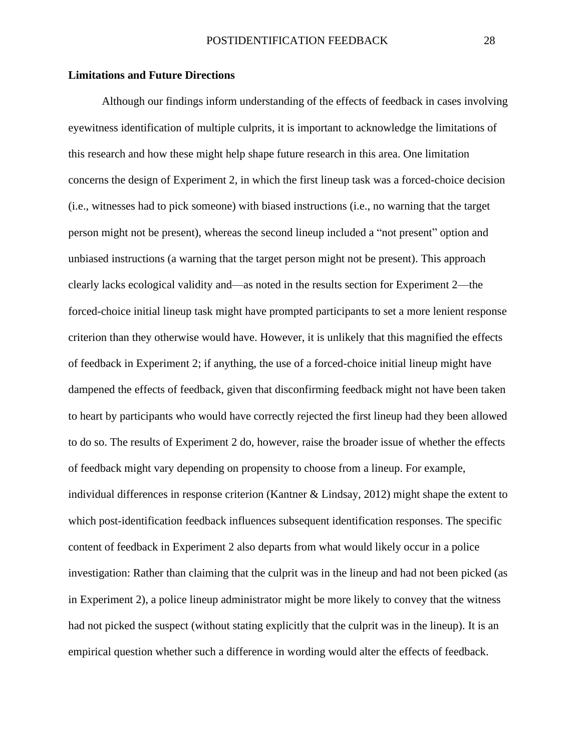## Limitations and Future Directions

Although our findings inform understanding of the effects of feedback in cases involving eyewitness identification of multiple culprits, it is important to acknowledge the limitations of this research and how these might help shape future research in this area. One limitation concerns the design of Experiment 2, in which the first lineup task was a forced-choice decision (i.e., witnesses had to pick someone) with biased instructions (i.e., no warning that the target person might not be present), whereas the second lineup included a "not present" option and unbiased instructions (a warning that the target person might not be present). This approach clearly lacks ecological validity and—as noted in the results section for Experiment 2—the forced-choice initial lineup task might have prompted participants to set a more lenient response criterion than they otherwise would have. However, it is unlikely that this magnified the effects of feedback in Experiment 2; if anything, the use of a forced-choice initial lineup might have dampened the effects of feedback, given that disconfirming feedback might not have been taken to heart by participants who would have correctly rejected the first lineup had they been allowed to do so. The results of Experiment 2 do, however, raise the broader issue of whether the effects of feedback might vary depending on propensity to choose from a lineup. For example, individual differences in response criterion (Kantner & Lindsay, 2012) might shape the extent to which post-identification feedback influences subsequent identification responses. The specific content of feedback in Experiment 2 also departs from what would likely occur in a police investigation: Rather than claiming that the culprit was in the lineup and had not been picked (as in Experiment 2), a police lineup administrator might be more likely to convey that the witness had not picked the suspect (without stating explicitly that the culprit was in the lineup). It is an empirical question whether such a difference in wording would alter the effects of feedback.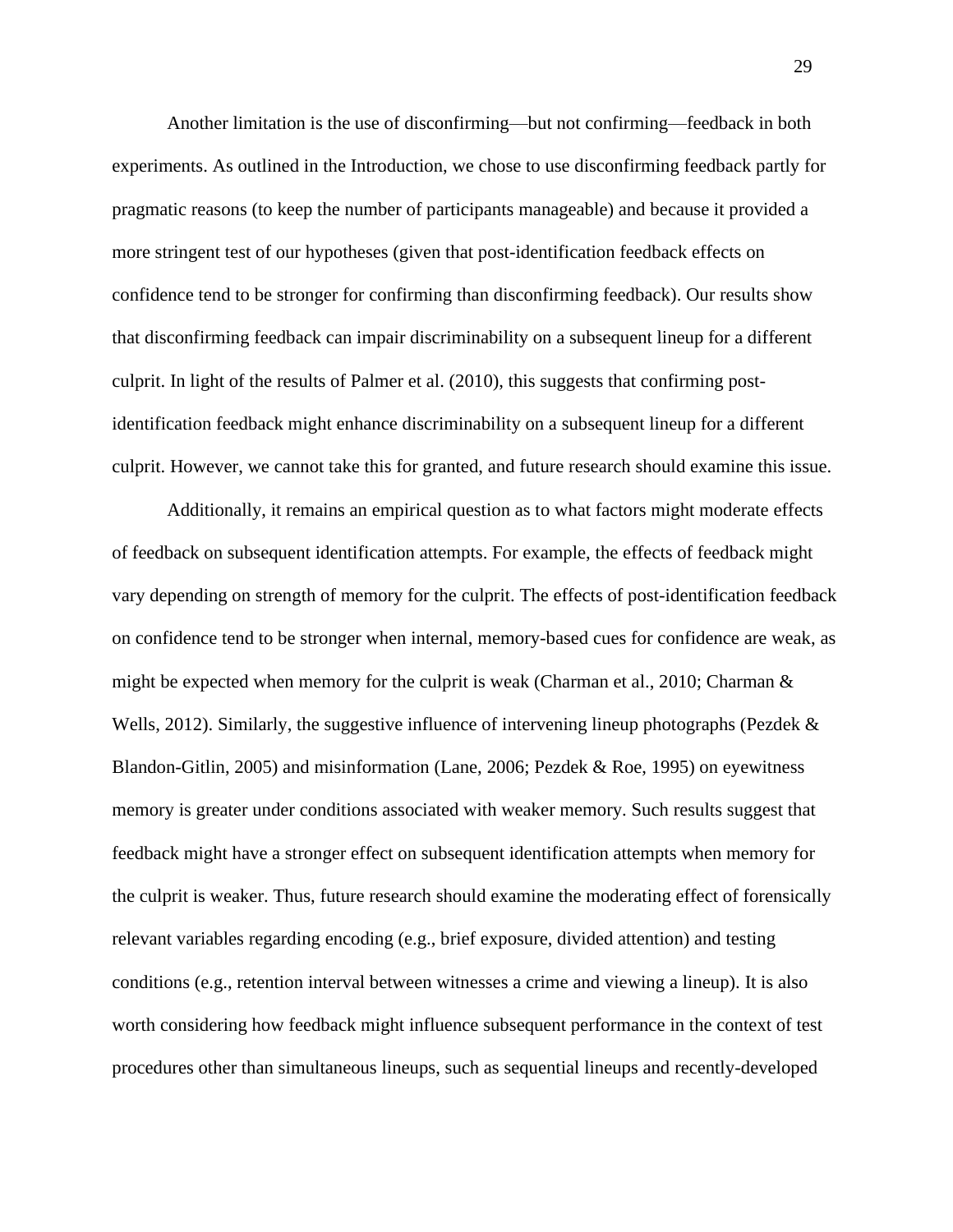Another limitation is the use of disconfirming—but not confirming—feedback in both experiments. As outlined in the Introduction, we chose to use disconfirming feedback partly for pragmatic reasons (to keep the number of participants manageable) and because it provided a more stringent test of our hypotheses (given that post-identification feedback effects on confidence tend to be stronger for confirming than disconfirming feedback). Our results show that disconfirming feedback can impair discriminability on a subsequent lineup for a different culprit. In light of the results of Palmer et al. (2010), this suggests that confirming post-identification feedback might enhance discriminability on a subsequent lineup for a different culprit. However, we cannot take this for granted, and future research should examine this issue.

Additionally, it remains an empirical question as to what factors might moderate effects of feedback on subsequent identification attempts. For example, the effects of feedback might vary depending on strength of memory for the culprit. The effects of post-identification feedback on confidence tend to be stronger when internal, memory-based cues for confidence are weak, as might be expected when memory for the culprit is weak (Charman et al., 2010; Charman & Wells, 2012). Similarly, the suggestive influence of intervening lineup photographs (Pezdek & Blandon-Gitlin, 2005) and misinformation (Lane, 2006; Pezdek & Roe, 1995) on eyewitness memory is greater under conditions associated with weaker memory. Such results suggest that feedback might have a stronger effect on subsequent identification attempts when memory for the culprit is weaker. Thus, future research should examine the moderating effect of forensically relevant variables regarding encoding (e.g., brief exposure, divided attention) and testing conditions (e.g., retention interval between witnesses a crime and viewing a lineup). It is also worth considering how feedback might influence subsequent performance in the context of test procedures other than simultaneous lineups, such as sequential lineups and recently-developed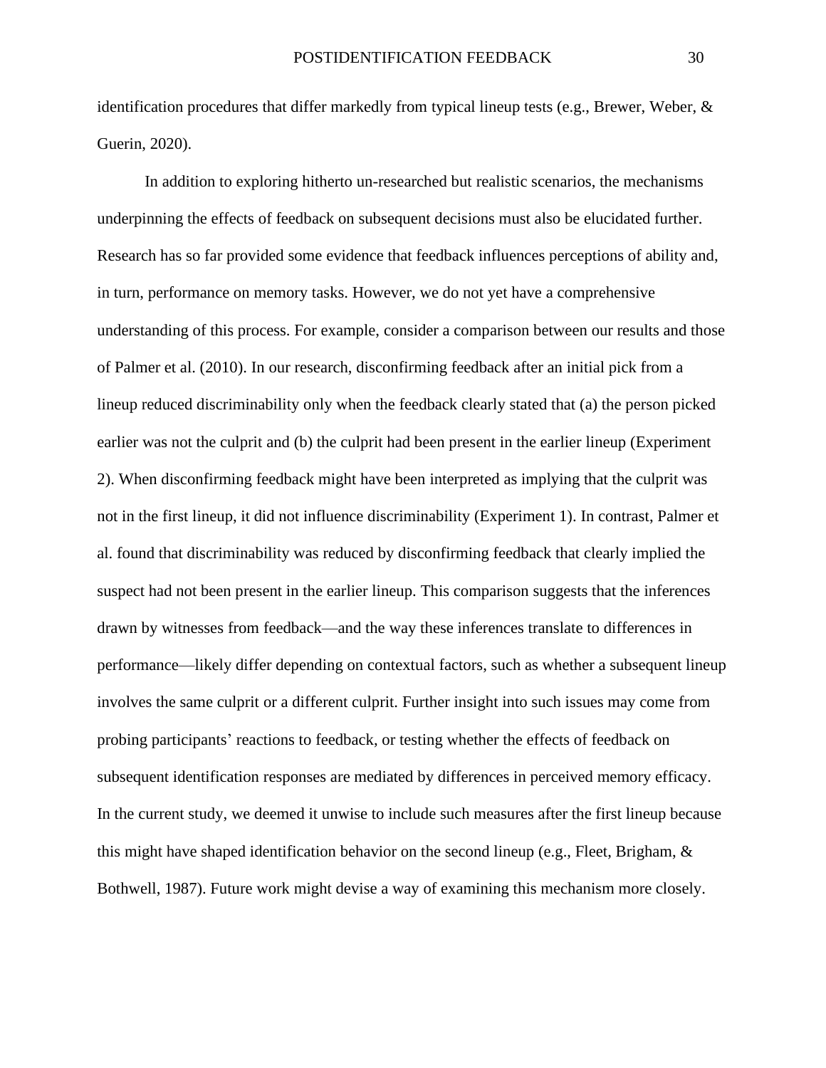identification procedures that differ markedly from typical lineup tests (e.g., Brewer, Weber, & Guerin, 2020).

In addition to exploring hitherto un-researched but realistic scenarios, the mechanisms underpinning the effects of feedback on subsequent decisions must also be elucidated further. Research has so far provided some evidence that feedback influences perceptions of ability and, in turn, performance on memory tasks. However, we do not yet have a comprehensive understanding of this process. For example, consider a comparison between our results and those of Palmer et al. (2010). In our research, disconfirming feedback after an initial pick from a lineup reduced discriminability only when the feedback clearly stated that (a) the person picked earlier was not the culprit and (b) the culprit had been present in the earlier lineup (Experiment 2). When disconfirming feedback might have been interpreted as implying that the culprit was not in the first lineup, it did not influence discriminability (Experiment 1). In contrast, Palmer et al. found that discriminability was reduced by disconfirming feedback that clearly implied the suspect had not been present in the earlier lineup. This comparison suggests that the inferences drawn by witnesses from feedback—and the way these inferences translate to differences in performance—likely differ depending on contextual factors, such as whether a subsequent lineup involves the same culprit or a different culprit. Further insight into such issues may come from probing participants' reactions to feedback, or testing whether the effects of feedback on subsequent identification responses are mediated by differences in perceived memory efficacy. In the current study, we deemed it unwise to include such measures after the first lineup because this might have shaped identification behavior on the second lineup (e.g., Fleet, Brigham, & Bothwell, 1987). Future work might devise a way of examining this mechanism more closely.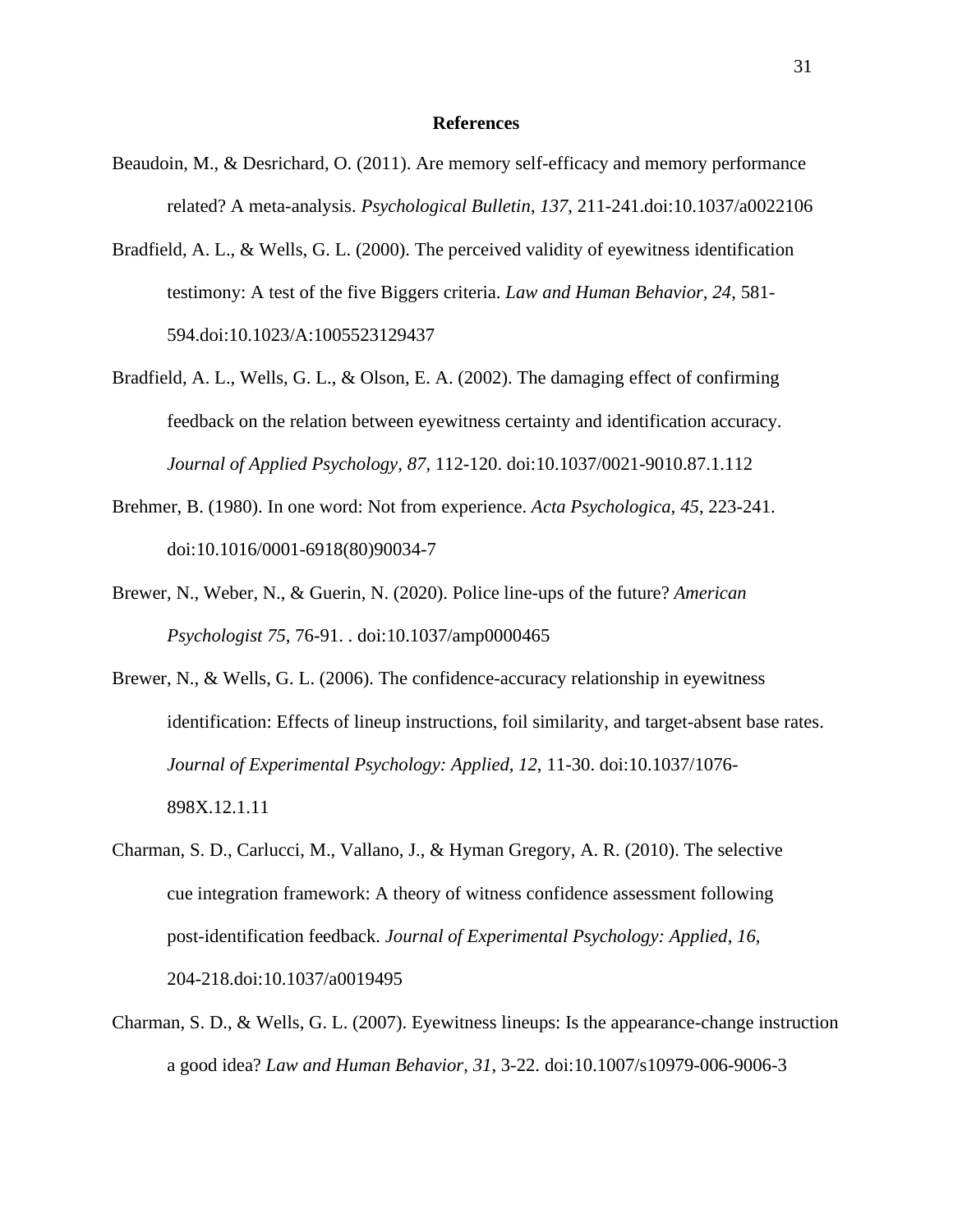## References

Beaudoin, M., & Desrichard, O. (2011). Are memory self-efficacy and memory performance related? A meta-analysis. *Psychological Bulletin*, *137*, 211-241.doi:10.1037/a0022106

Bradfield, A. L., & Wells, G. L. (2000). The perceived validity of eyewitness identification testimony: A test of the five Biggers criteria. *Law and Human Behavior, 24*, 581-594.doi:10.1023/A:1005523129437

Bradfield, A. L., Wells, G. L., & Olson, E. A. (2002). The damaging effect of confirming feedback on the relation between eyewitness certainty and identification accuracy. *Journal of Applied Psychology, 87*, 112-120. doi:10.1037/0021-9010.87.1.112

Brehmer, B. (1980). In one word: Not from experience. *Acta Psychologica*, *45*, 223-241. doi:10.1016/0001-6918(80)90034-7

Brewer, N., Weber, N., & Guerin, N. (2020). Police line-ups of the future? *American Psychologist 75*, 76-91. . doi:10.1037/amp0000465

Brewer, N., & Wells, G. L. (2006). The confidence-accuracy relationship in eyewitness identification: Effects of lineup instructions, foil similarity, and target-absent base rates. *Journal of Experimental Psychology: Applied, 12*, 11-30. doi:10.1037/1076-898X.12.1.11

Charman, S. D., Carlucci, M., Vallano, J., & Hyman Gregory, A. R. (2010). The selective cue integration framework: A theory of witness confidence assessment following post-identification feedback. *Journal of Experimental Psychology: Applied*, *16*, 204-218.doi:10.1037/a0019495

Charman, S. D., & Wells, G. L. (2007). Eyewitness lineups: Is the appearance-change instruction a good idea? *Law and Human Behavior, 31*, 3-22. doi:10.1007/s10979-006-9006-3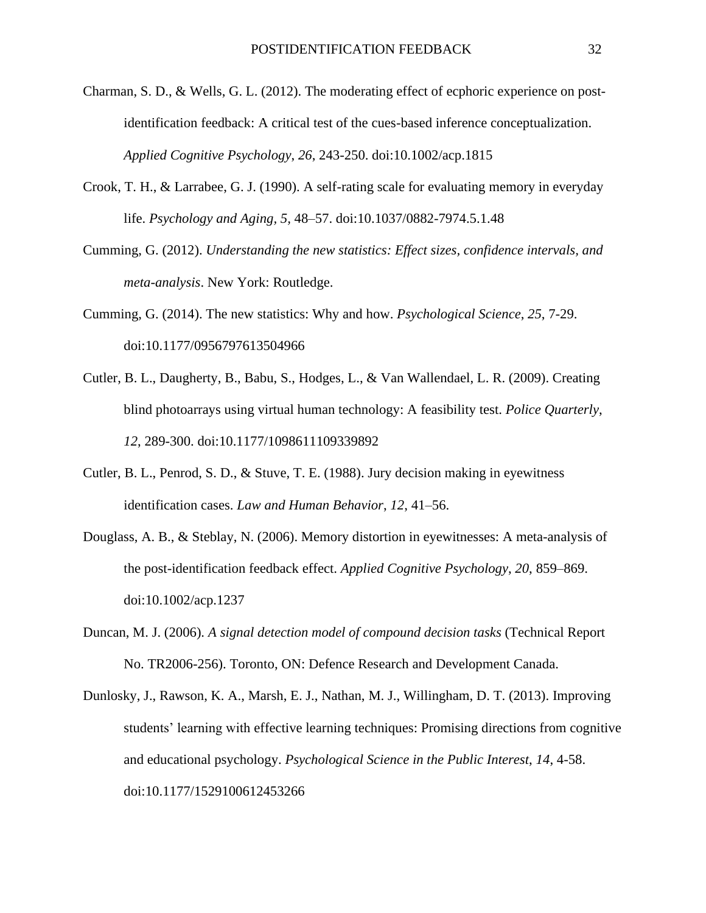Charman, S. D., & Wells, G. L. (2012). The moderating effect of ecphoric experience on post-identification feedback: A critical test of the cues-based inference conceptualization. *Applied Cognitive Psychology*, *26*, 243-250. doi:10.1002/acp.1815

Crook, T. H., & Larrabee, G. J. (1990). A self-rating scale for evaluating memory in everyday life. *Psychology and Aging, 5*, 48–57. doi:10.1037/0882-7974.5.1.48

Cumming, G. (2012). *Understanding the new statistics: Effect sizes, confidence intervals, and meta-analysis*. New York: Routledge.

Cumming, G. (2014). The new statistics: Why and how. *Psychological Science*, *25*, 7-29. doi:10.1177/0956797613504966

Cutler, B. L., Daugherty, B., Babu, S., Hodges, L., & Van Wallendael, L. R. (2009). Creating blind photoarrays using virtual human technology: A feasibility test. *Police Quarterly*, *12*, 289-300. doi:10.1177/1098611109339892

Cutler, B. L., Penrod, S. D., & Stuve, T. E. (1988). Jury decision making in eyewitness identification cases. *Law and Human Behavior*, *12*, 41–56.

Douglass, A. B., & Steblay, N. (2006). Memory distortion in eyewitnesses: A meta-analysis of the post-identification feedback effect. *Applied Cognitive Psychology*, *20*, 859–869. doi:10.1002/acp.1237

Duncan, M. J. (2006). *A signal detection model of compound decision tasks* (Technical Report No. TR2006-256). Toronto, ON: Defence Research and Development Canada.

Dunlosky, J., Rawson, K. A., Marsh, E. J., Nathan, M. J., Willingham, D. T. (2013). Improving students' learning with effective learning techniques: Promising directions from cognitive and educational psychology. *Psychological Science in the Public Interest*, *14*, 4-58. doi:10.1177/1529100612453266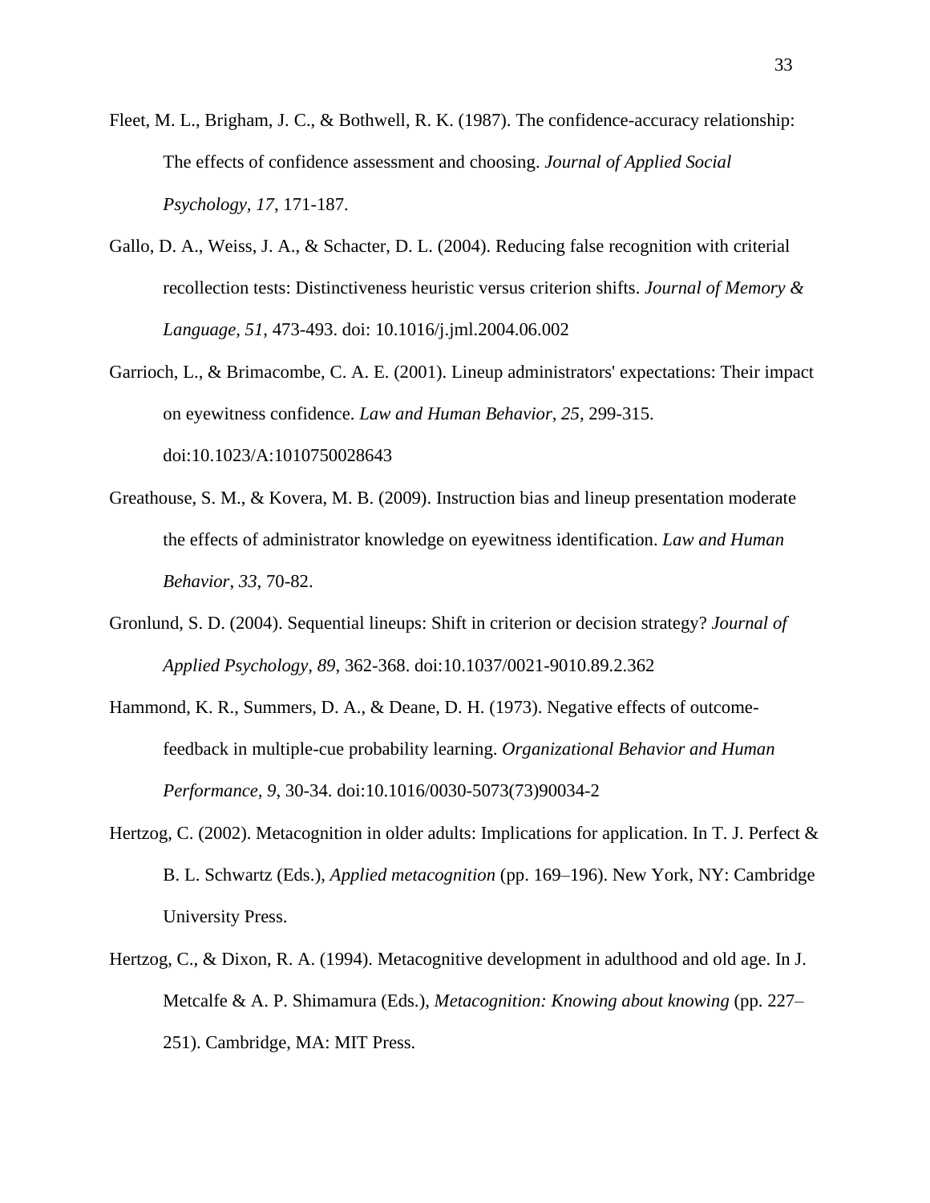Fleet, M. L., Brigham, J. C., & Bothwell, R. K. (1987). The confidence-accuracy relationship: The effects of confidence assessment and choosing. *Journal of Applied Social Psychology, 17*, 171-187.

Gallo, D. A., Weiss, J. A., & Schacter, D. L. (2004). Reducing false recognition with criterial recollection tests: Distinctiveness heuristic versus criterion shifts. *Journal of Memory & Language*, *51*, 473-493. doi: 10.1016/j.jml.2004.06.002

Garrioch, L., & Brimacombe, C. A. E. (2001). Lineup administrators' expectations: Their impact on eyewitness confidence. *Law and Human Behavior, 25*, 299-315. doi:10.1023/A:1010750028643

Greathouse, S. M., & Kovera, M. B. (2009). Instruction bias and lineup presentation moderate the effects of administrator knowledge on eyewitness identification. *Law and Human Behavior, 33*, 70-82.

Gronlund, S. D. (2004). Sequential lineups: Shift in criterion or decision strategy? *Journal of Applied Psychology, 89*, 362-368. doi:10.1037/0021-9010.89.2.362

Hammond, K. R., Summers, D. A., & Deane, D. H. (1973). Negative effects of outcome-feedback in multiple-cue probability learning. *Organizational Behavior and Human Performance, 9*, 30-34. doi:10.1016/0030-5073(73)90034-2

Hertzog, C. (2002). Metacognition in older adults: Implications for application. In T. J. Perfect & B. L. Schwartz (Eds.), *Applied metacognition* (pp. 169–196). New York, NY: Cambridge University Press.

Hertzog, C., & Dixon, R. A. (1994). Metacognitive development in adulthood and old age. In J. Metcalfe & A. P. Shimamura (Eds.), *Metacognition: Knowing about knowing* (pp. 227–251). Cambridge, MA: MIT Press.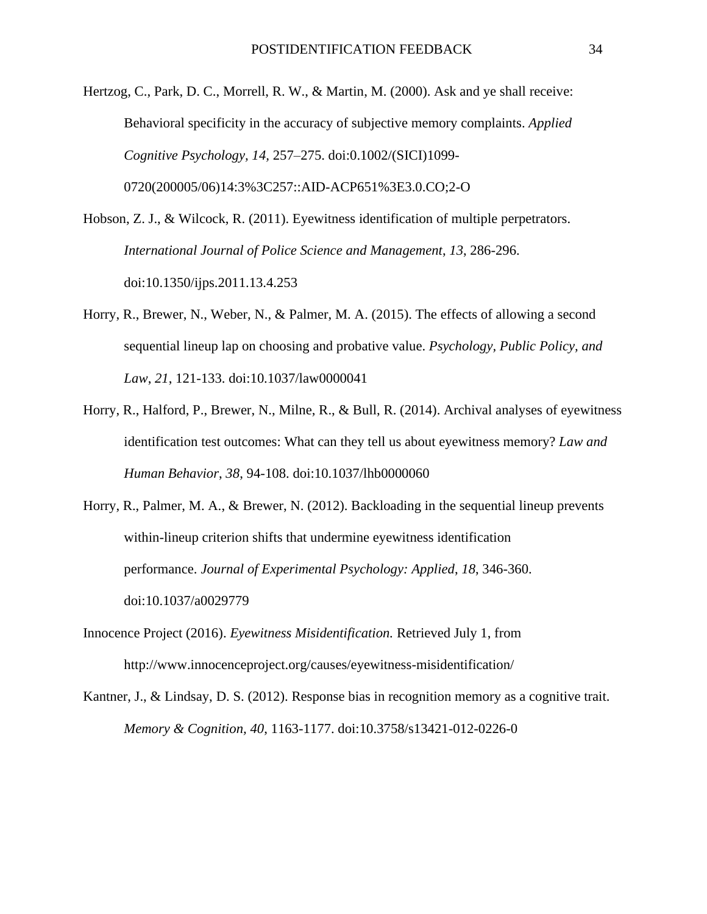Hertzog, C., Park, D. C., Morrell, R. W., & Martin, M. (2000). Ask and ye shall receive: Behavioral specificity in the accuracy of subjective memory complaints. *Applied Cognitive Psychology*, *14*, 257–275. doi:0.1002/(SICI)1099-0720(200005/06)14:3%3C257::AID-ACP651%3E3.0.CO;2-O

Hobson, Z. J., & Wilcock, R. (2011). Eyewitness identification of multiple perpetrators. *International Journal of Police Science and Management*, *13*, 286-296. doi:10.1350/ijps.2011.13.4.253

Horry, R., Brewer, N., Weber, N., & Palmer, M. A. (2015). The effects of allowing a second sequential lineup lap on choosing and probative value. *Psychology, Public Policy, and Law*, *21*, 121-133. doi:10.1037/law0000041

Horry, R., Halford, P., Brewer, N., Milne, R., & Bull, R. (2014). Archival analyses of eyewitness identification test outcomes: What can they tell us about eyewitness memory? *Law and Human Behavior*, *38*, 94-108. doi:10.1037/lhb0000060

Horry, R., Palmer, M. A., & Brewer, N. (2012). Backloading in the sequential lineup prevents within-lineup criterion shifts that undermine eyewitness identification performance. *Journal of Experimental Psychology: Applied*, *18*, 346-360. doi:10.1037/a0029779

Innocence Project (2016). *Eyewitness Misidentification.* Retrieved July 1, from http://www.innocenceproject.org/causes/eyewitness-misidentification/

Kantner, J., & Lindsay, D. S. (2012). Response bias in recognition memory as a cognitive trait. *Memory & Cognition*, *40*, 1163-1177. doi:10.3758/s13421-012-0226-0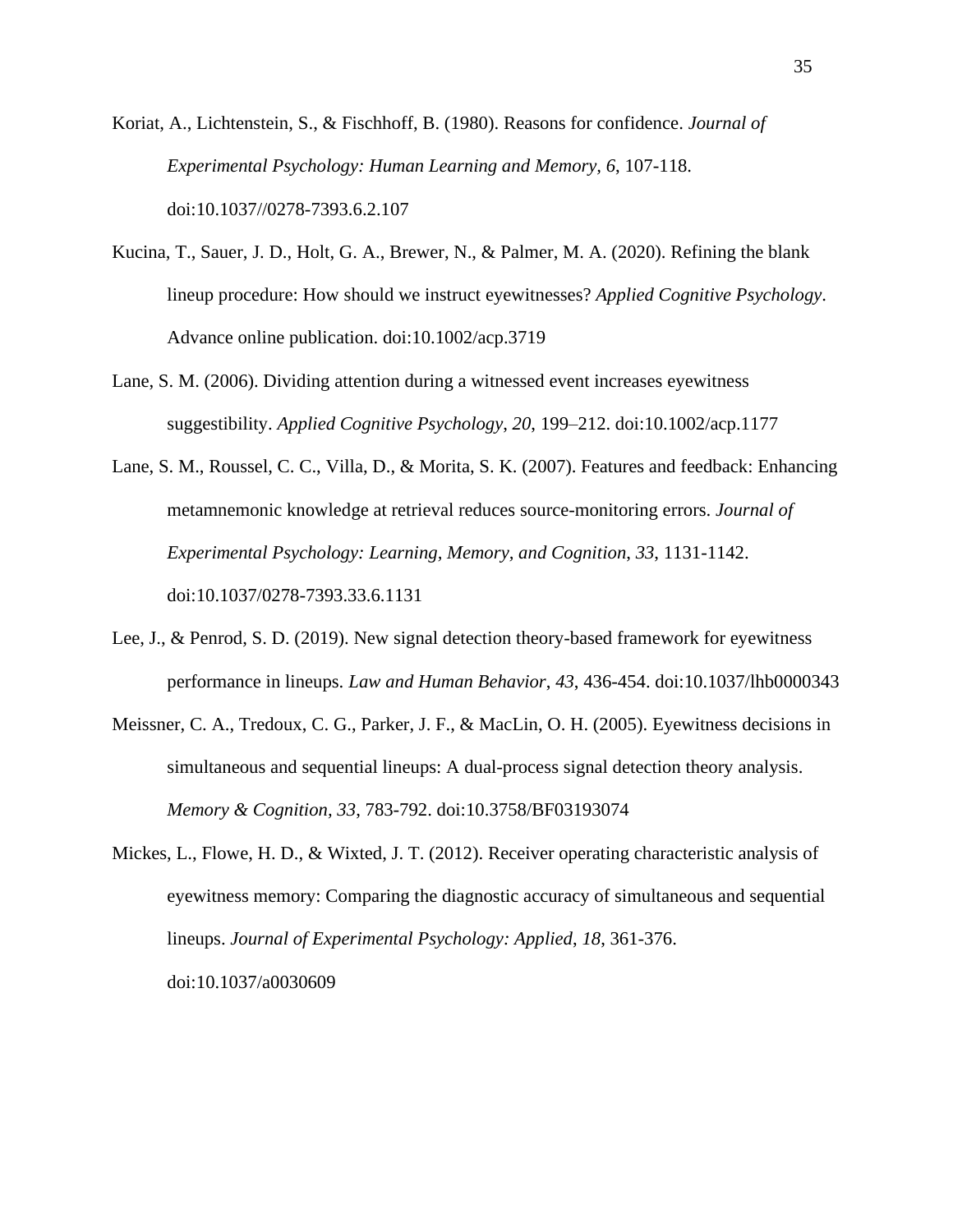Koriat, A., Lichtenstein, S., & Fischhoff, B. (1980). Reasons for confidence. *Journal of Experimental Psychology: Human Learning and Memory*, *6*, 107-118. doi:10.1037//0278-7393.6.2.107

Kucina, T., Sauer, J. D., Holt, G. A., Brewer, N., & Palmer, M. A. (2020). Refining the blank lineup procedure: How should we instruct eyewitnesses? *Applied Cognitive Psychology*. Advance online publication. doi:10.1002/acp.3719

Lane, S. M. (2006). Dividing attention during a witnessed event increases eyewitness suggestibility. *Applied Cognitive Psychology*, *20*, 199–212. doi:10.1002/acp.1177

Lane, S. M., Roussel, C. C., Villa, D., & Morita, S. K. (2007). Features and feedback: Enhancing metamnemonic knowledge at retrieval reduces source-monitoring errors. *Journal of Experimental Psychology: Learning, Memory, and Cognition*, *33*, 1131-1142. doi:10.1037/0278-7393.33.6.1131

Lee, J., & Penrod, S. D. (2019). New signal detection theory-based framework for eyewitness performance in lineups. *Law and Human Behavior*, *43*, 436-454. doi:10.1037/lhb0000343

Meissner, C. A., Tredoux, C. G., Parker, J. F., & MacLin, O. H. (2005). Eyewitness decisions in simultaneous and sequential lineups: A dual-process signal detection theory analysis. *Memory & Cognition, 33*, 783-792. doi:10.3758/BF03193074

Mickes, L., Flowe, H. D., & Wixted, J. T. (2012). Receiver operating characteristic analysis of eyewitness memory: Comparing the diagnostic accuracy of simultaneous and sequential lineups. *Journal of Experimental Psychology: Applied*, *18*, 361-376. doi:10.1037/a0030609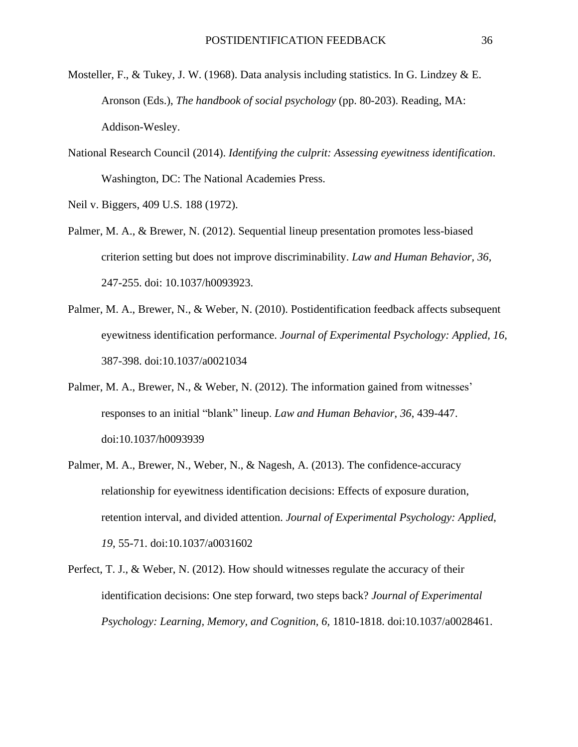Mosteller, F., & Tukey, J. W. (1968). Data analysis including statistics. In G. Lindzey & E. Aronson (Eds.), *The handbook of social psychology* (pp. 80-203). Reading, MA: Addison-Wesley.

National Research Council (2014). *Identifying the culprit: Assessing eyewitness identification*. Washington, DC: The National Academies Press.

Neil v. Biggers, 409 U.S. 188 (1972).

Palmer, M. A., & Brewer, N. (2012). Sequential lineup presentation promotes less-biased criterion setting but does not improve discriminability. *Law and Human Behavior, 36*, 247-255. doi: 10.1037/h0093923.

Palmer, M. A., Brewer, N., & Weber, N. (2010). Postidentification feedback affects subsequent eyewitness identification performance. *Journal of Experimental Psychology: Applied, 16*, 387-398. doi:10.1037/a0021034

Palmer, M. A., Brewer, N., & Weber, N. (2012). The information gained from witnesses' responses to an initial "blank" lineup. *Law and Human Behavior, 36*, 439-447. doi:10.1037/h0093939

Palmer, M. A., Brewer, N., Weber, N., & Nagesh, A. (2013). The confidence-accuracy relationship for eyewitness identification decisions: Effects of exposure duration, retention interval, and divided attention. *Journal of Experimental Psychology: Applied, 19*, 55-71. doi:10.1037/a0031602

Perfect, T. J., & Weber, N. (2012). How should witnesses regulate the accuracy of their identification decisions: One step forward, two steps back? *Journal of Experimental Psychology: Learning, Memory, and Cognition, 6*, 1810-1818. doi:10.1037/a0028461.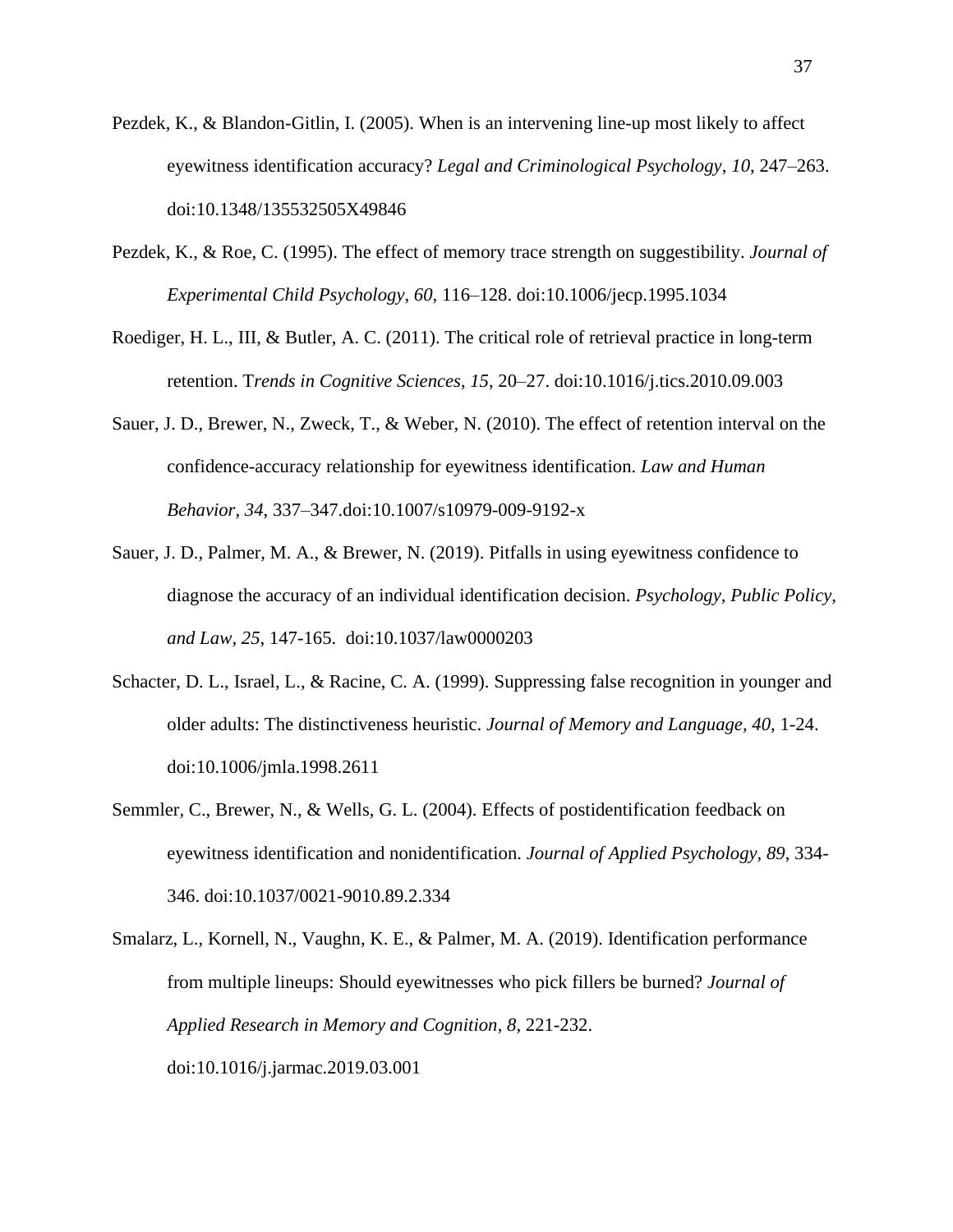Pezdek, K., & Blandon-Gitlin, I. (2005). When is an intervening line-up most likely to affect eyewitness identification accuracy? *Legal and Criminological Psychology*, *10*, 247–263. doi:10.1348/135532505X49846

Pezdek, K., & Roe, C. (1995). The effect of memory trace strength on suggestibility. *Journal of Experimental Child Psychology*, *60*, 116–128. doi:10.1006/jecp.1995.1034

Roediger, H. L., III, & Butler, A. C. (2011). The critical role of retrieval practice in long-term retention. T*rends in Cognitive Sciences*, *15*, 20–27. doi:10.1016/j.tics.2010.09.003

Sauer, J. D., Brewer, N., Zweck, T., & Weber, N. (2010). The effect of retention interval on the confidence-accuracy relationship for eyewitness identification. *Law and Human Behavior*, *34*, 337–347.doi:10.1007/s10979-009-9192-x

Sauer, J. D., Palmer, M. A., & Brewer, N. (2019). Pitfalls in using eyewitness confidence to diagnose the accuracy of an individual identification decision. *Psychology, Public Policy, and Law, 25*, 147-165. doi:10.1037/law0000203

Schacter, D. L., Israel, L., & Racine, C. A. (1999). Suppressing false recognition in younger and older adults: The distinctiveness heuristic. *Journal of Memory and Language*, *40*, 1-24. doi:10.1006/jmla.1998.2611

Semmler, C., Brewer, N., & Wells, G. L. (2004). Effects of postidentification feedback on eyewitness identification and nonidentification. *Journal of Applied Psychology, 89*, 334-346. doi:10.1037/0021-9010.89.2.334

Smalarz, L., Kornell, N., Vaughn, K. E., & Palmer, M. A. (2019). Identification performance from multiple lineups: Should eyewitnesses who pick fillers be burned? *Journal of Applied Research in Memory and Cognition*, *8*, 221-232. doi:10.1016/j.jarmac.2019.03.001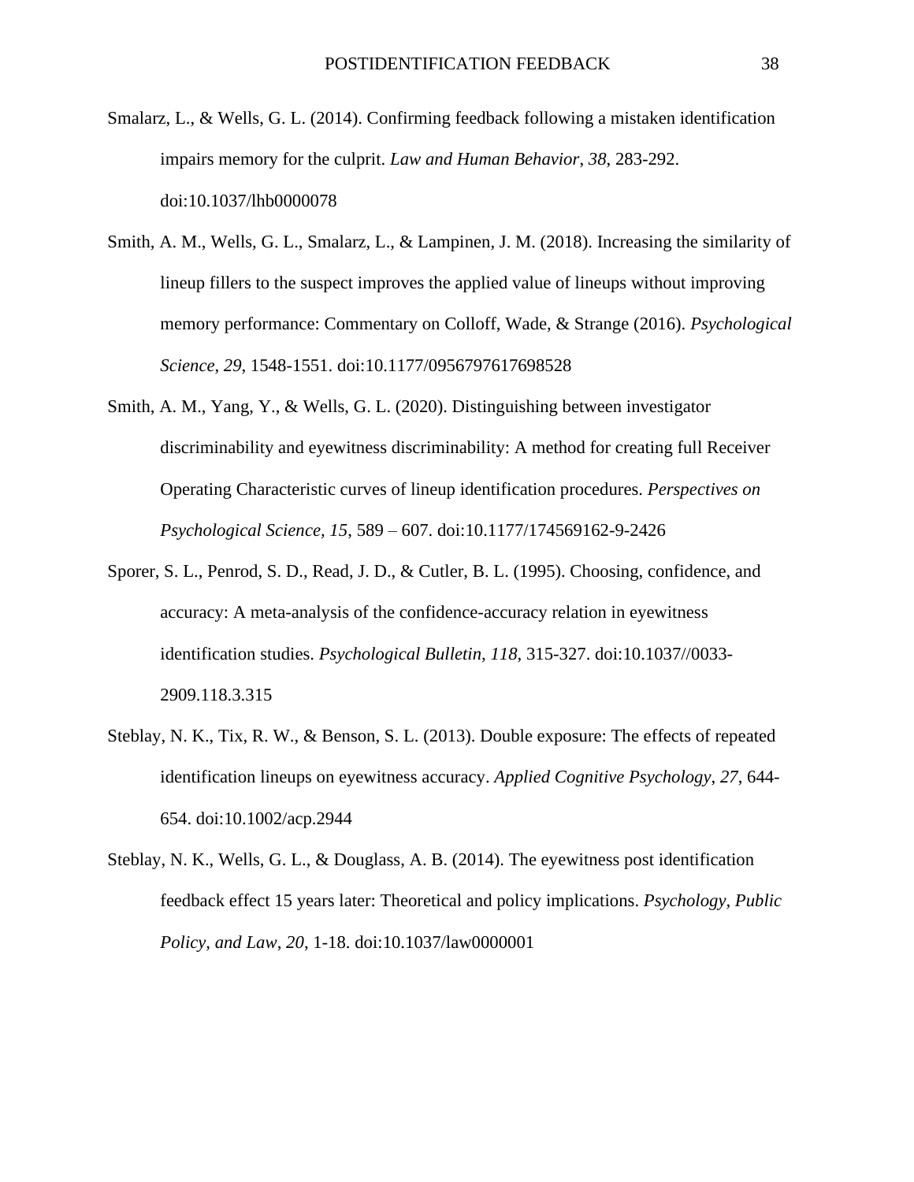Smalarz, L., & Wells, G. L. (2014). Confirming feedback following a mistaken identification impairs memory for the culprit. *Law and Human Behavior*, *38*, 283-292. doi:10.1037/lhb0000078

Smith, A. M., Wells, G. L., Smalarz, L., & Lampinen, J. M. (2018). Increasing the similarity of lineup fillers to the suspect improves the applied value of lineups without improving memory performance: Commentary on Colloff, Wade, & Strange (2016). *Psychological Science*, *29*, 1548-1551. doi:10.1177/0956797617698528

Smith, A. M., Yang, Y., & Wells, G. L. (2020). Distinguishing between investigator discriminability and eyewitness discriminability: A method for creating full Receiver Operating Characteristic curves of lineup identification procedures. *Perspectives on Psychological Science*, *15*, 589 – 607. doi:10.1177/174569162-9-2426

Sporer, S. L., Penrod, S. D., Read, J. D., & Cutler, B. L. (1995). Choosing, confidence, and accuracy: A meta-analysis of the confidence-accuracy relation in eyewitness identification studies. *Psychological Bulletin, 118*, 315-327. doi:10.1037//0033-2909.118.3.315

Steblay, N. K., Tix, R. W., & Benson, S. L. (2013). Double exposure: The effects of repeated identification lineups on eyewitness accuracy. *Applied Cognitive Psychology*, *27*, 644-654. doi:10.1002/acp.2944

Steblay, N. K., Wells, G. L., & Douglass, A. B. (2014). The eyewitness post identification feedback effect 15 years later: Theoretical and policy implications. *Psychology, Public Policy, and Law*, *20*, 1-18. doi:10.1037/law0000001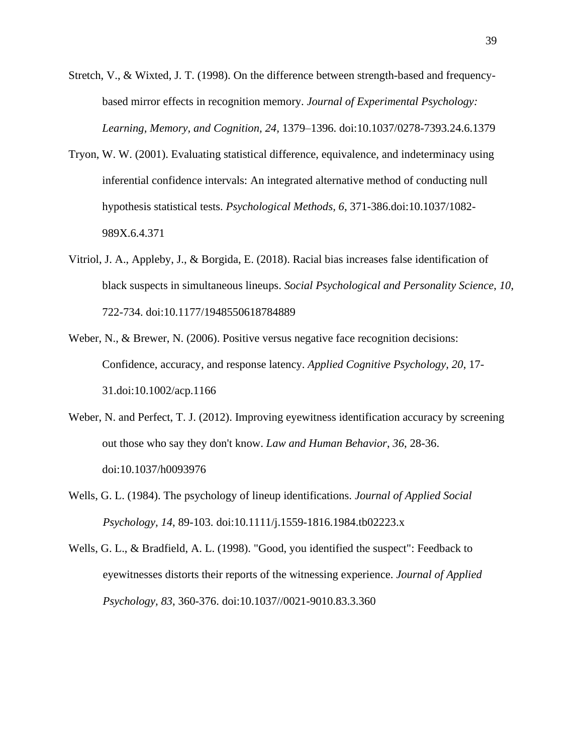Stretch, V., & Wixted, J. T. (1998). On the difference between strength-based and frequency-based mirror effects in recognition memory. *Journal of Experimental Psychology: Learning, Memory, and Cognition, 24,* 1379–1396. doi:10.1037/0278-7393.24.6.1379

Tryon, W. W. (2001). Evaluating statistical difference, equivalence, and indeterminacy using inferential confidence intervals: An integrated alternative method of conducting null hypothesis statistical tests. *Psychological Methods*, *6*, 371-386.doi:10.1037/1082-989X.6.4.371

Vitriol, J. A., Appleby, J., & Borgida, E. (2018). Racial bias increases false identification of black suspects in simultaneous lineups. *Social Psychological and Personality Science*, *10*, 722-734. doi:10.1177/1948550618784889

Weber, N., & Brewer, N. (2006). Positive versus negative face recognition decisions: Confidence, accuracy, and response latency. *Applied Cognitive Psychology, 20,* 17-31.doi:10.1002/acp.1166

Weber, N. and Perfect, T. J. (2012). Improving eyewitness identification accuracy by screening out those who say they don't know. *Law and Human Behavior*, *36*, 28-36. doi:10.1037/h0093976

Wells, G. L. (1984). The psychology of lineup identifications. *Journal of Applied Social Psychology, 14*, 89-103. doi:10.1111/j.1559-1816.1984.tb02223.x

Wells, G. L., & Bradfield, A. L. (1998). "Good, you identified the suspect": Feedback to eyewitnesses distorts their reports of the witnessing experience. *Journal of Applied Psychology, 83*, 360-376. doi:10.1037//0021-9010.83.3.360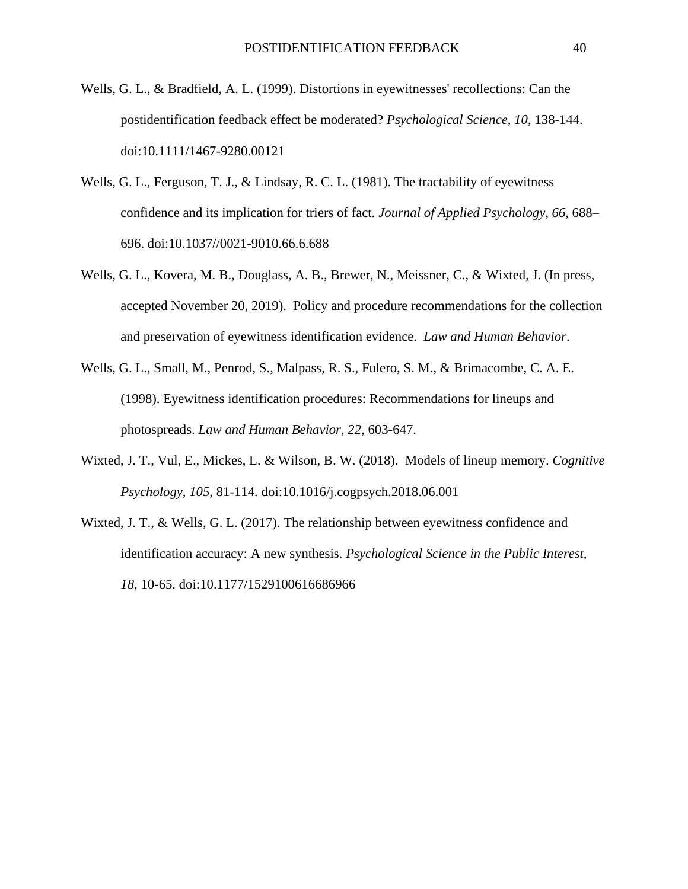Wells, G. L., & Bradfield, A. L. (1999). Distortions in eyewitnesses' recollections: Can the postidentification feedback effect be moderated? *Psychological Science, 10*, 138-144. doi:10.1111/1467-9280.00121

Wells, G. L., Ferguson, T. J., & Lindsay, R. C. L. (1981). The tractability of eyewitness confidence and its implication for triers of fact. *Journal of Applied Psychology*, *66*, 688–696. doi:10.1037//0021-9010.66.6.688

Wells, G. L., Kovera, M. B., Douglass, A. B., Brewer, N., Meissner, C., & Wixted, J. (In press, accepted November 20, 2019). Policy and procedure recommendations for the collection and preservation of eyewitness identification evidence. *Law and Human Behavior*.

Wells, G. L., Small, M., Penrod, S., Malpass, R. S., Fulero, S. M., & Brimacombe, C. A. E. (1998). Eyewitness identification procedures: Recommendations for lineups and photospreads. *Law and Human Behavior, 22*, 603-647.

Wixted, J. T., Vul, E., Mickes, L. & Wilson, B. W. (2018). Models of lineup memory. *Cognitive Psychology, 105*, 81-114. doi:10.1016/j.cogpsych.2018.06.001

Wixted, J. T., & Wells, G. L. (2017). The relationship between eyewitness confidence and identification accuracy: A new synthesis. *Psychological Science in the Public Interest, 18*, 10-65. doi:10.1177/1529100616686966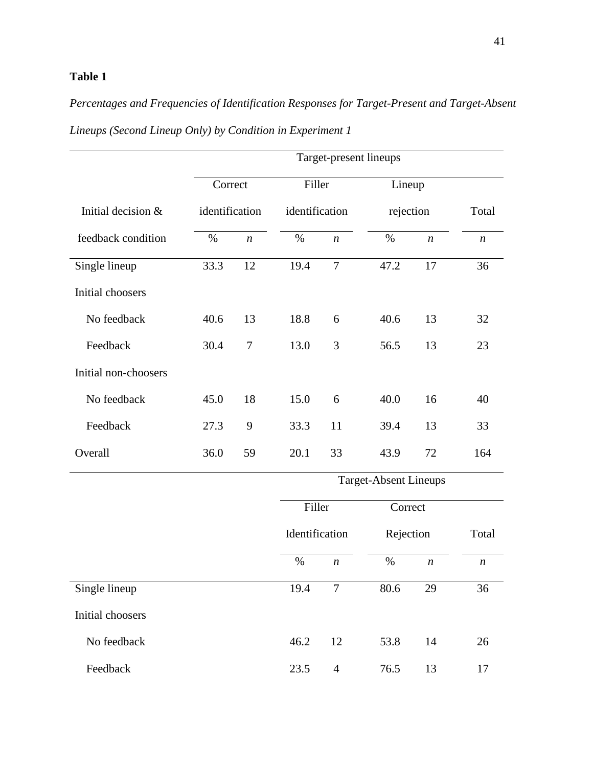**Table 1**

*Percentages and Frequencies of Identification Responses for Target-Present and Target-Absent Lineups (Second Lineup Only) by Condition in Experiment 1*

| | Target-present lineups | | | | | | |
|---|---|---|---|---|---|---|---|
| Initial decision & feedback condition | Correct identification | | Filler identification | | Lineup rejection | | Total |
| | % | *n* | % | *n* | % | *n* | *n* |
| Single lineup | 33.3 | 12 | 19.4 | 7 | 47.2 | 17 | 36 |
| Initial choosers | | | | | | | |
| No feedback | 40.6 | 13 | 18.8 | 6 | 40.6 | 13 | 32 |
| Feedback | 30.4 | 7 | 13.0 | 3 | 56.5 | 13 | 23 |
| Initial non-choosers | | | | | | | |
| No feedback | 45.0 | 18 | 15.0 | 6 | 40.0 | 16 | 40 |
| Feedback | 27.3 | 9 | 33.3 | 11 | 39.4 | 13 | 33 |
| Overall | 36.0 | 59 | 20.1 | 33 | 43.9 | 72 | 164 |

| | Target-Absent Lineups | | | | |
|---|---|---|---|---|---|
| | Filler Identification | | Correct Rejection | | Total |
| | % | *n* | % | *n* | *n* |
| Single lineup | 19.4 | 7 | 80.6 | 29 | 36 |
| Initial choosers | | | | | |
| No feedback | 46.2 | 12 | 53.8 | 14 | 26 |
| Feedback | 23.5 | 4 | 76.5 | 13 | 17 |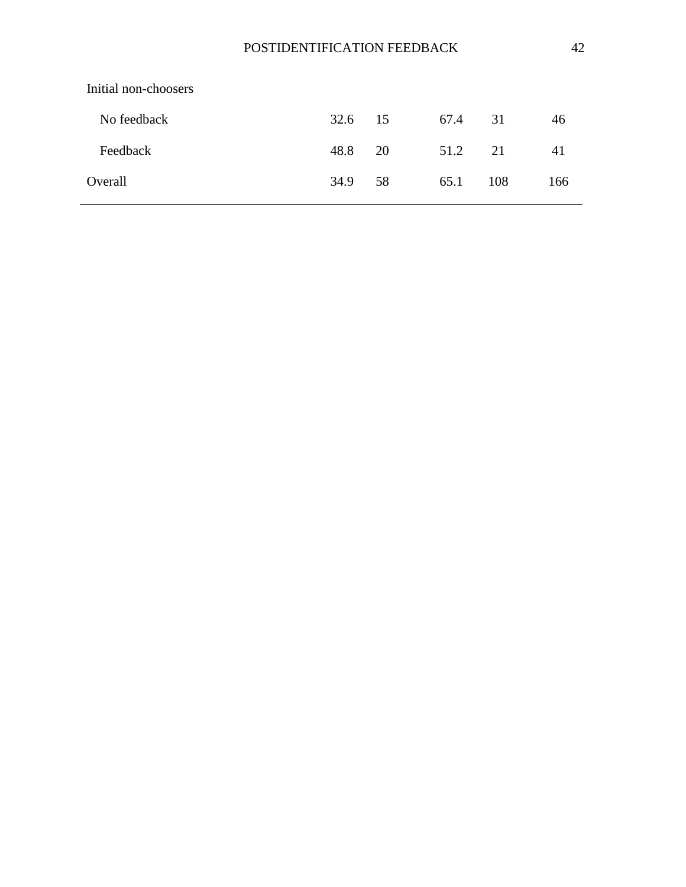| | | | | | |
|---|---|---|---|---|---|
| Initial non-choosers | | | | | |
| No feedback | 32.6 | 15 | 67.4 | 31 | 46 |
| Feedback | 48.8 | 20 | 51.2 | 21 | 41 |
| Overall | 34.9 | 58 | 65.1 | 108 | 166 |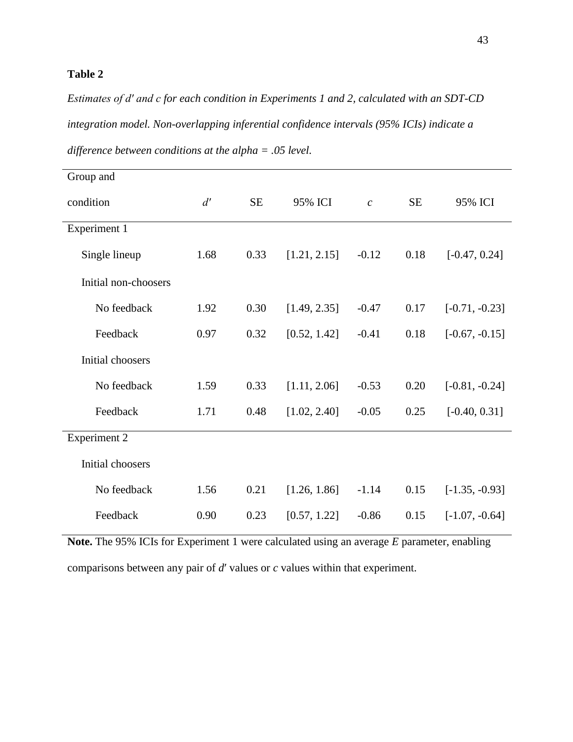**Table 2**

*Estimates of $d'$ and $c$ for each condition in Experiments 1 and 2, calculated with an SDT-CD integration model. Non-overlapping inferential confidence intervals (95% ICIs) indicate a difference between conditions at the alpha = .05 level.*

| Group and condition | $d'$ | SE | 95% ICI | $c$ | SE | 95% ICI |
|---|---|---|---|---|---|---|
| Experiment 1 | | | | | | |
| Single lineup | 1.68 | 0.33 | [1.21, 2.15] | -0.12 | 0.18 | [-0.47, 0.24] |
| Initial non-choosers | | | | | | |
| No feedback | 1.92 | 0.30 | [1.49, 2.35] | -0.47 | 0.17 | [-0.71, -0.23] |
| Feedback | 0.97 | 0.32 | [0.52, 1.42] | -0.41 | 0.18 | [-0.67, -0.15] |
| Initial choosers | | | | | | |
| No feedback | 1.59 | 0.33 | [1.11, 2.06] | -0.53 | 0.20 | [-0.81, -0.24] |
| Feedback | 1.71 | 0.48 | [1.02, 2.40] | -0.05 | 0.25 | [-0.40, 0.31] |
| Experiment 2 | | | | | | |
| Initial choosers | | | | | | |
| No feedback | 1.56 | 0.21 | [1.26, 1.86] | -1.14 | 0.15 | [-1.35, -0.93] |
| Feedback | 0.90 | 0.23 | [0.57, 1.22] | -0.86 | 0.15 | [-1.07, -0.64] |

**Note.** The 95% ICIs for Experiment 1 were calculated using an average *E* parameter, enabling comparisons between any pair of $d'$ values or $c$ values within that experiment.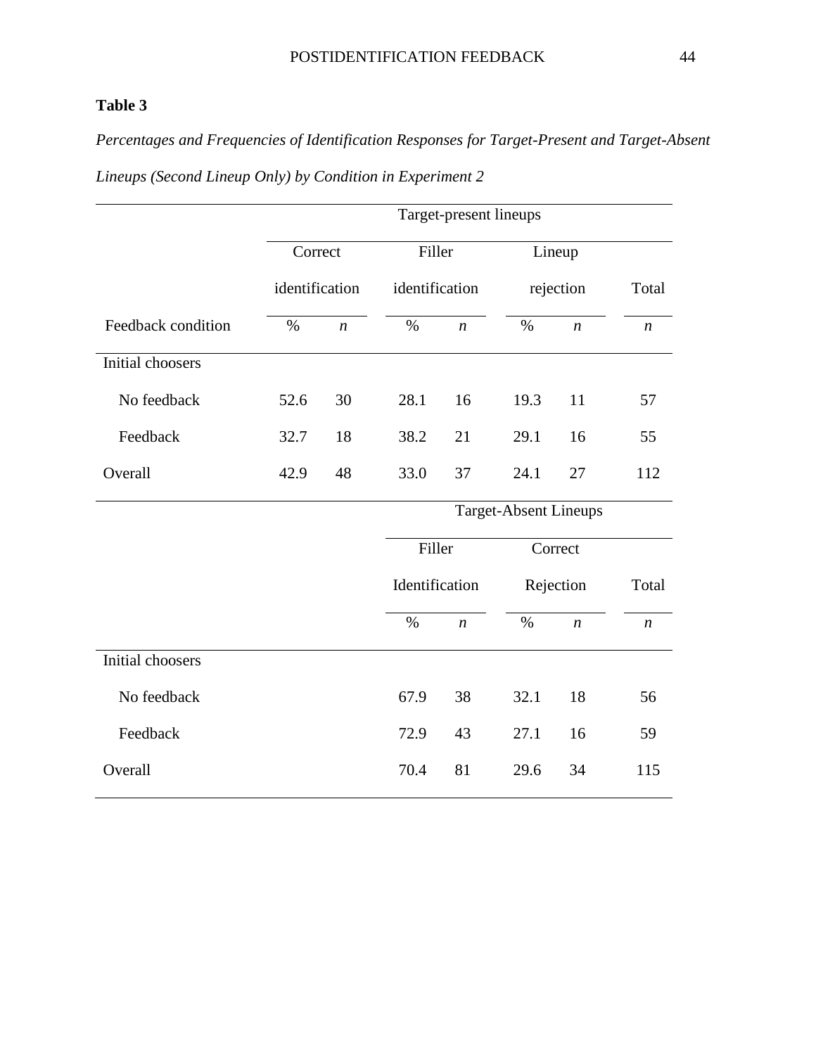**Table 3**

*Percentages and Frequencies of Identification Responses for Target-Present and Target-Absent Lineups (Second Lineup Only) by Condition in Experiment 2*

| | Target-present lineups | | | | | | |
|---|---|---|---|---|---|---|---|
| | Correct identification | | Filler identification | | Lineup rejection | | Total |
| Feedback condition | % | *n* | % | *n* | % | *n* | *n* |
| Initial choosers | | | | | | | |
| No feedback | 52.6 | 30 | 28.1 | 16 | 19.3 | 11 | 57 |
| Feedback | 32.7 | 18 | 38.2 | 21 | 29.1 | 16 | 55 |
| Overall | 42.9 | 48 | 33.0 | 37 | 24.1 | 27 | 112 |
| | | | Target-Absent Lineups | | | | |
| | | | Filler Identification | | Correct Rejection | | Total |
| | | | % | *n* | % | *n* | *n* |
| Initial choosers | | | | | | | |
| No feedback | | | 67.9 | 38 | 32.1 | 18 | 56 |
| Feedback | | | 72.9 | 43 | 27.1 | 16 | 59 |
| Overall | | | 70.4 | 81 | 29.6 | 34 | 115 |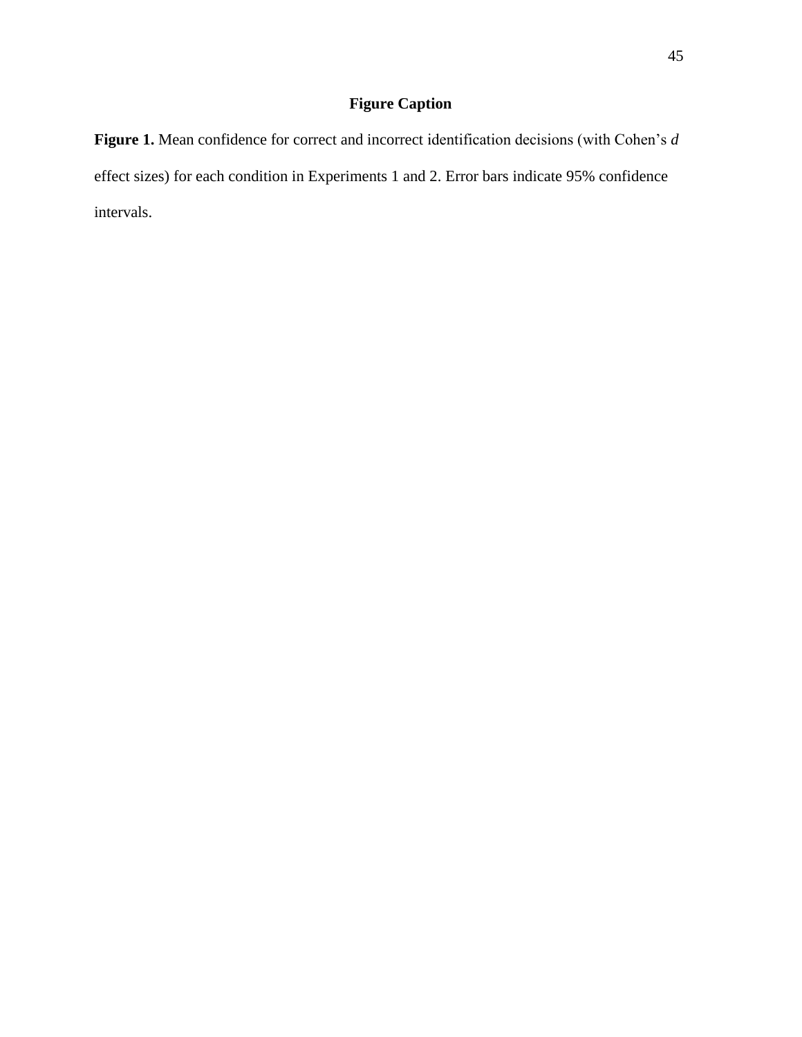## Figure Caption

**Figure 1.** Mean confidence for correct and incorrect identification decisions (with Cohen's *d* effect sizes) for each condition in Experiments 1 and 2. Error bars indicate 95% confidence intervals.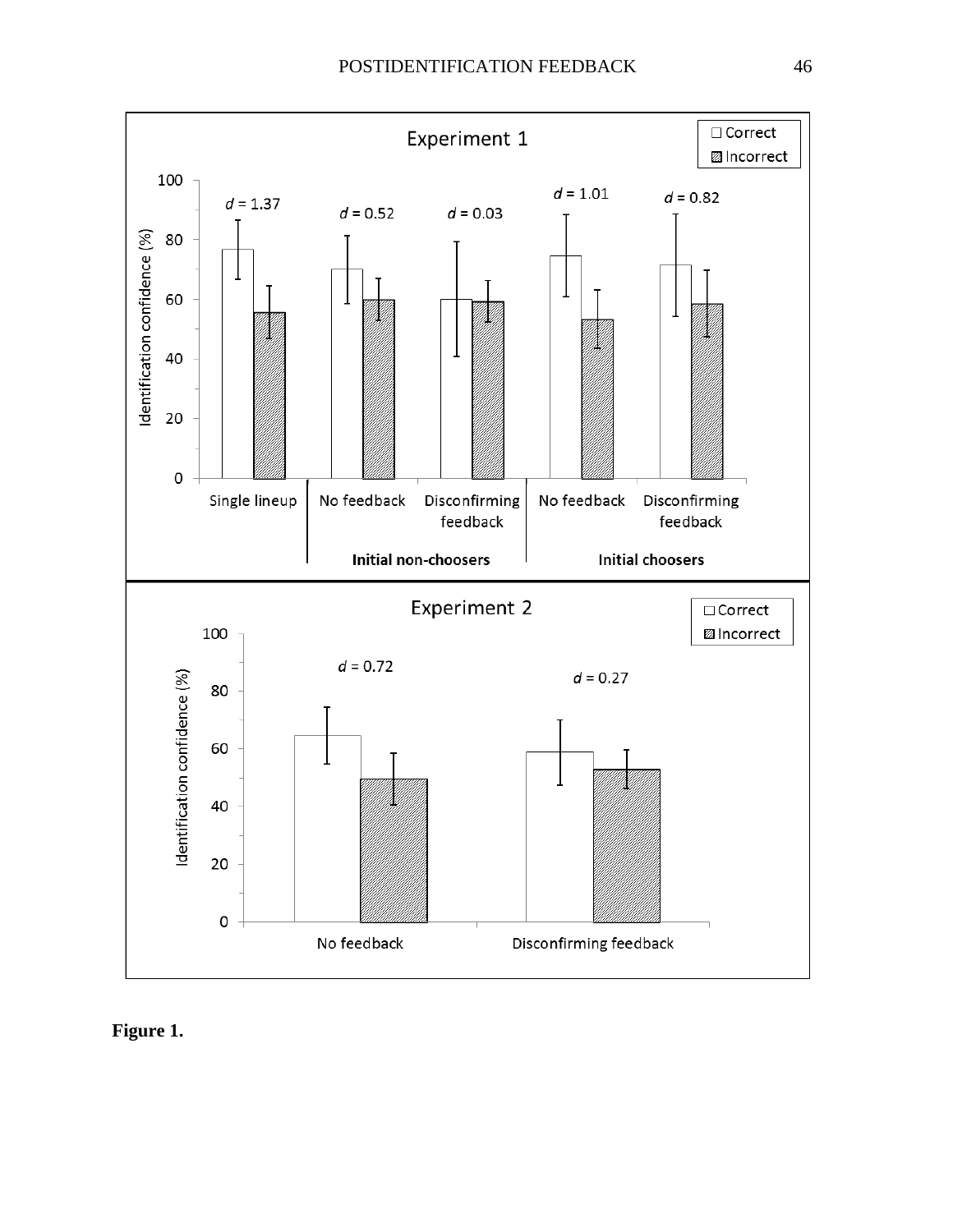**Figure 1.**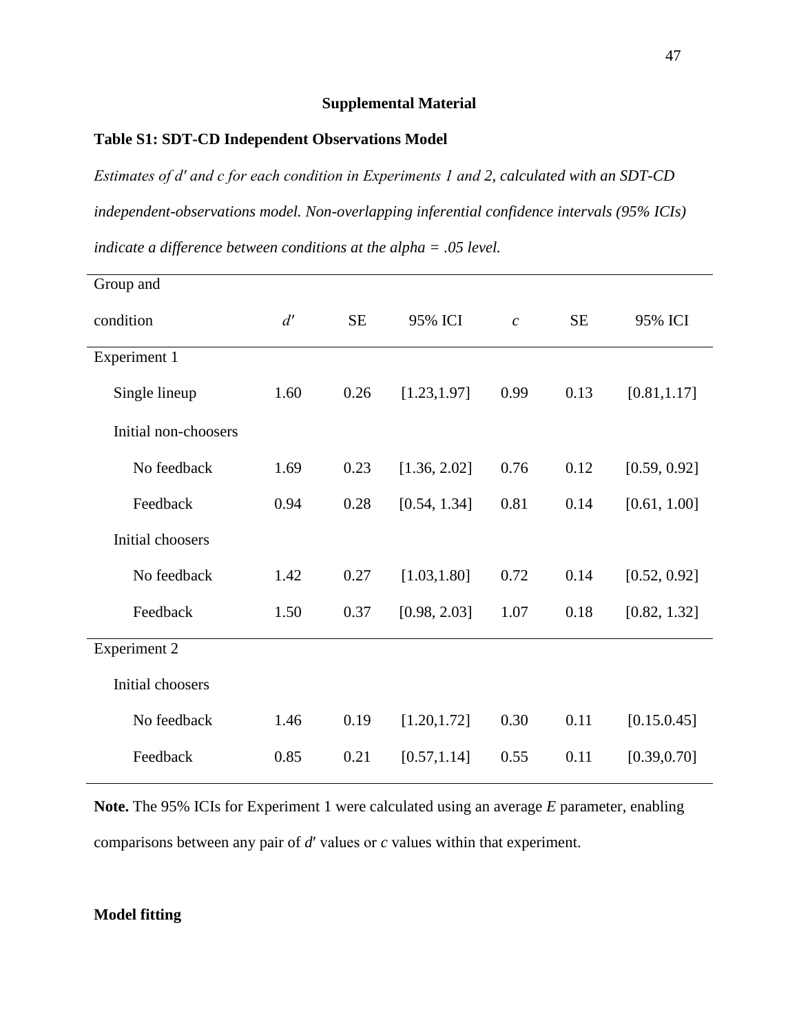## Supplemental Material

### Table S1: SDT-CD Independent Observations Model

*Estimates of d′ and c for each condition in Experiments 1 and 2, calculated with an SDT-CD independent-observations model. Non-overlapping inferential confidence intervals (95% ICIs) indicate a difference between conditions at the alpha = .05 level.*

| Group and condition | *d′* | SE | 95% ICI | *c* | SE | 95% ICI |
|---|---|---|---|---|---|---|
| Experiment 1 | | | | | | |
| Single lineup | 1.60 | 0.26 | [1.23,1.97] | 0.99 | 0.13 | [0.81,1.17] |
| Initial non-choosers | | | | | | |
| No feedback | 1.69 | 0.23 | [1.36, 2.02] | 0.76 | 0.12 | [0.59, 0.92] |
| Feedback | 0.94 | 0.28 | [0.54, 1.34] | 0.81 | 0.14 | [0.61, 1.00] |
| Initial choosers | | | | | | |
| No feedback | 1.42 | 0.27 | [1.03,1.80] | 0.72 | 0.14 | [0.52, 0.92] |
| Feedback | 1.50 | 0.37 | [0.98, 2.03] | 1.07 | 0.18 | [0.82, 1.32] |
| Experiment 2 | | | | | | |
| Initial choosers | | | | | | |
| No feedback | 1.46 | 0.19 | [1.20,1.72] | 0.30 | 0.11 | [0.15.0.45] |
| Feedback | 0.85 | 0.21 | [0.57,1.14] | 0.55 | 0.11 | [0.39,0.70] |

**Note.** The 95% ICIs for Experiment 1 were calculated using an average *E* parameter, enabling comparisons between any pair of *d′* values or *c* values within that experiment.

### Model fitting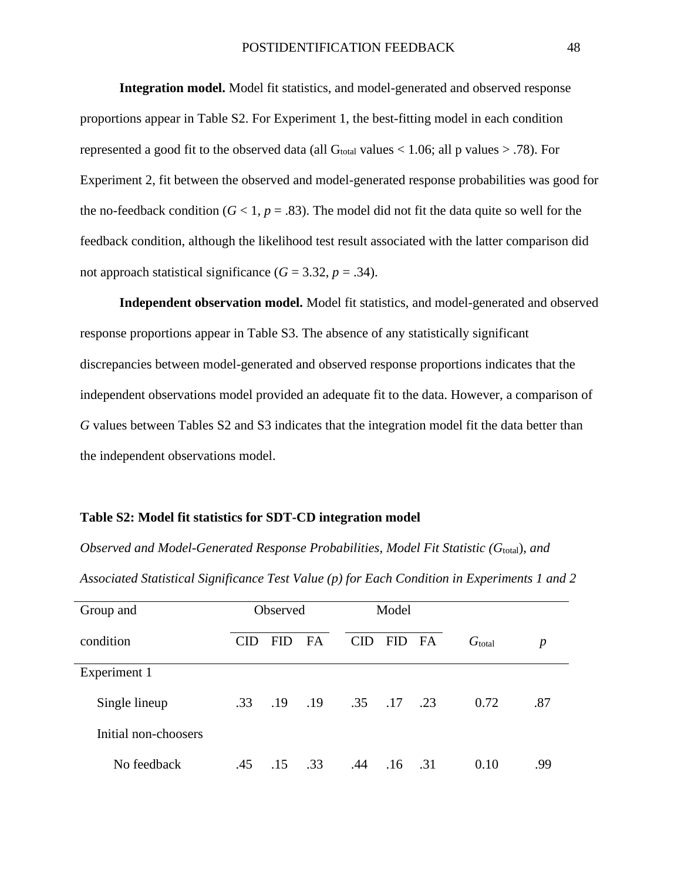**Integration model.** Model fit statistics, and model-generated and observed response proportions appear in Table S2. For Experiment 1, the best-fitting model in each condition represented a good fit to the observed data (all $G_{total}$ values < 1.06; all p values > .78). For Experiment 2, fit between the observed and model-generated response probabilities was good for the no-feedback condition ($G < 1$, $p = .83$). The model did not fit the data quite so well for the feedback condition, although the likelihood test result associated with the latter comparison did not approach statistical significance ($G = 3.32$, $p = .34$).

**Independent observation model.** Model fit statistics, and model-generated and observed response proportions appear in Table S3. The absence of any statistically significant discrepancies between model-generated and observed response proportions indicates that the independent observations model provided an adequate fit to the data. However, a comparison of *G* values between Tables S2 and S3 indicates that the integration model fit the data better than the independent observations model.

**Table S2: Model fit statistics for SDT-CD integration model**

*Observed and Model-Generated Response Probabilities, Model Fit Statistic ($G_{total}$), and Associated Statistical Significance Test Value (p) for Each Condition in Experiments 1 and 2*

| Group and | Observed | | | Model | | | | |
|---|---|---|---|---|---|---|---|---|
| condition | CID | FID | FA | CID | FID | FA | $G_{total}$ | *p* |
| Experiment 1 | | | | | | | | |
| Single lineup | .33 | .19 | .19 | .35 | .17 | .23 | 0.72 | .87 |
| Initial non-choosers | | | | | | | | |
| No feedback | .45 | .15 | .33 | .44 | .16 | .31 | 0.10 | .99 |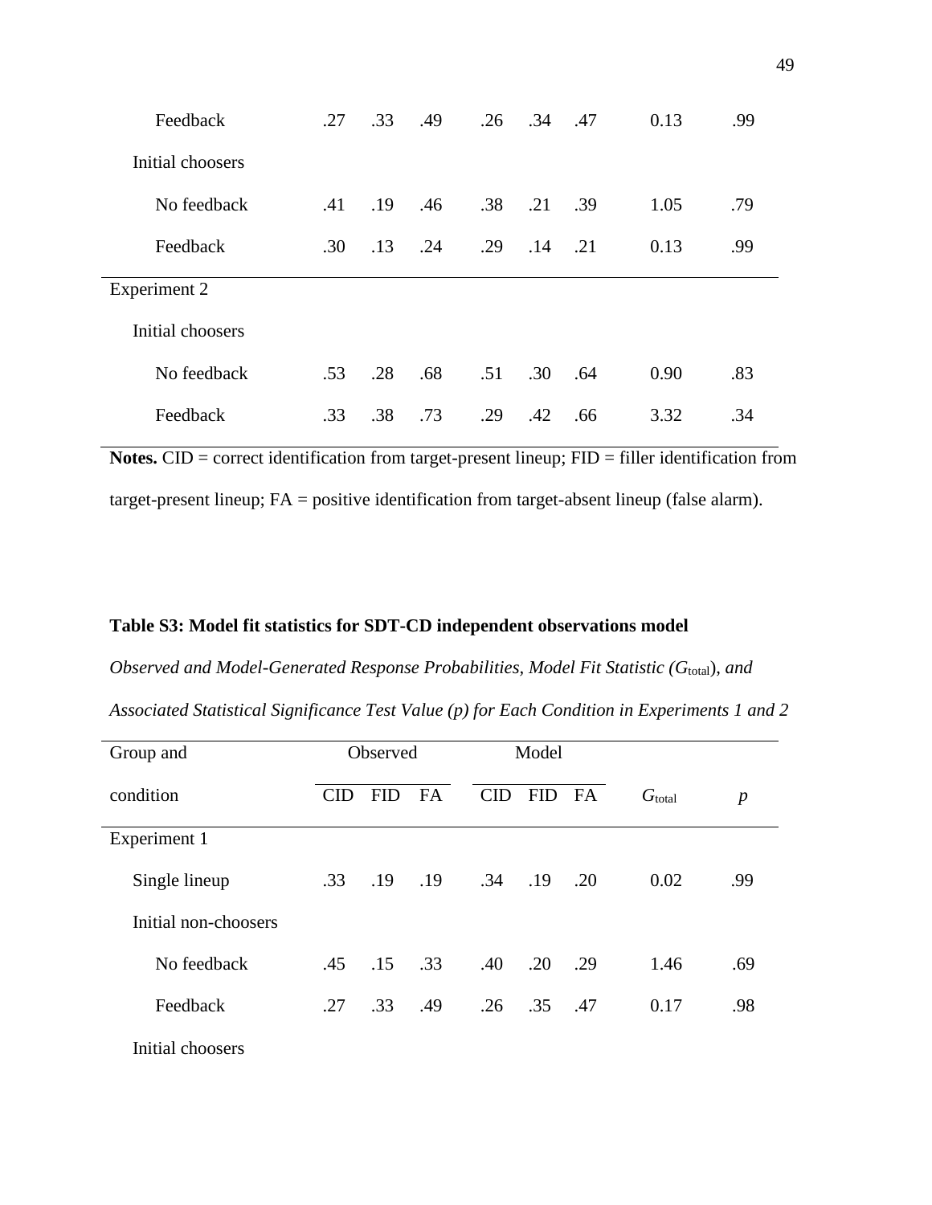| | | | | | | | | |
|---|---|---|---|---|---|---|---|---|
| Feedback | .27 | .33 | .49 | .26 | .34 | .47 | 0.13 | .99 |
| Initial choosers | | | | | | | | |
| No feedback | .41 | .19 | .46 | .38 | .21 | .39 | 1.05 | .79 |
| Feedback | .30 | .13 | .24 | .29 | .14 | .21 | 0.13 | .99 |
| Experiment 2 | | | | | | | | |
| Initial choosers | | | | | | | | |
| No feedback | .53 | .28 | .68 | .51 | .30 | .64 | 0.90 | .83 |
| Feedback | .33 | .38 | .73 | .29 | .42 | .66 | 3.32 | .34 |

**Notes.** CID = correct identification from target-present lineup; FID = filler identification from target-present lineup; FA = positive identification from target-absent lineup (false alarm).

**Table S3: Model fit statistics for SDT-CD independent observations model**

*Observed and Model-Generated Response Probabilities, Model Fit Statistic ($G_{\text{total}}$), and Associated Statistical Significance Test Value (p) for Each Condition in Experiments 1 and 2*

| Group and | Observed | | | Model | | | | |
|---|---|---|---|---|---|---|---|---|
| condition | CID | FID | FA | CID | FID | FA | $G_{\text{total}}$ | *p* |
| Experiment 1 | | | | | | | | |
| Single lineup | .33 | .19 | .19 | .34 | .19 | .20 | 0.02 | .99 |
| Initial non-choosers | | | | | | | | |
| No feedback | .45 | .15 | .33 | .40 | .20 | .29 | 1.46 | .69 |
| Feedback | .27 | .33 | .49 | .26 | .35 | .47 | 0.17 | .98 |
| Initial choosers | | | | | | | | |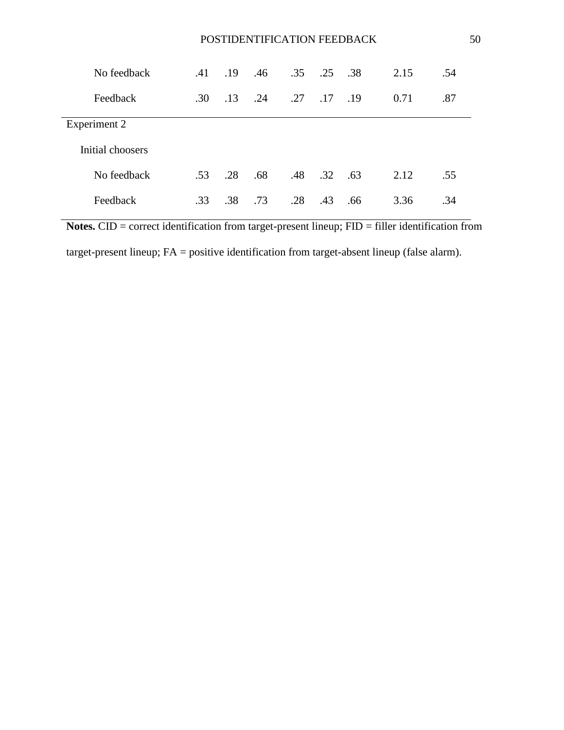| | | | | | | | | |
|---|---|---|---|---|---|---|---|---|
| No feedback | .41 | .19 | .46 | .35 | .25 | .38 | 2.15 | .54 |
| Feedback | .30 | .13 | .24 | .27 | .17 | .19 | 0.71 | .87 |
| Experiment 2 | | | | | | | | |
| Initial choosers | | | | | | | | |
| No feedback | .53 | .28 | .68 | .48 | .32 | .63 | 2.12 | .55 |
| Feedback | .33 | .38 | .73 | .28 | .43 | .66 | 3.36 | .34 |

**Notes.** CID = correct identification from target-present lineup; FID = filler identification from target-present lineup; FA = positive identification from target-absent lineup (false alarm).